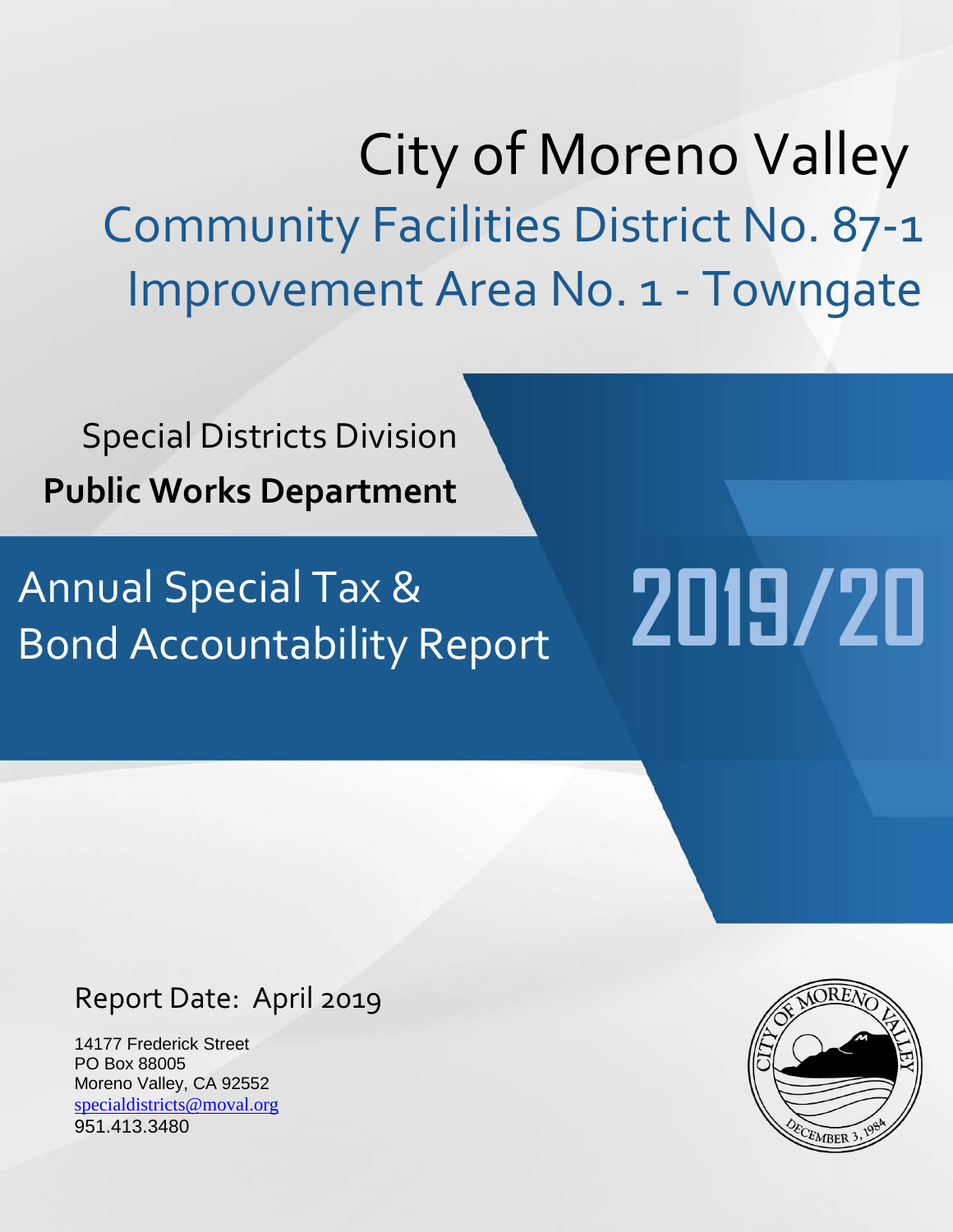# City of Moreno Valley

## Community Facilities District No. 87-1 Improvement Area No. 1 - Towngate

Special Districts Division

**Public Works Department**

## Annual Special Tax & Bond Accountability Report

# 2019/20

Report Date: April 2019

14177 Frederick Street
PO Box 88005
Moreno Valley, CA 92552
specialdistricts@moval.org
951.413.3480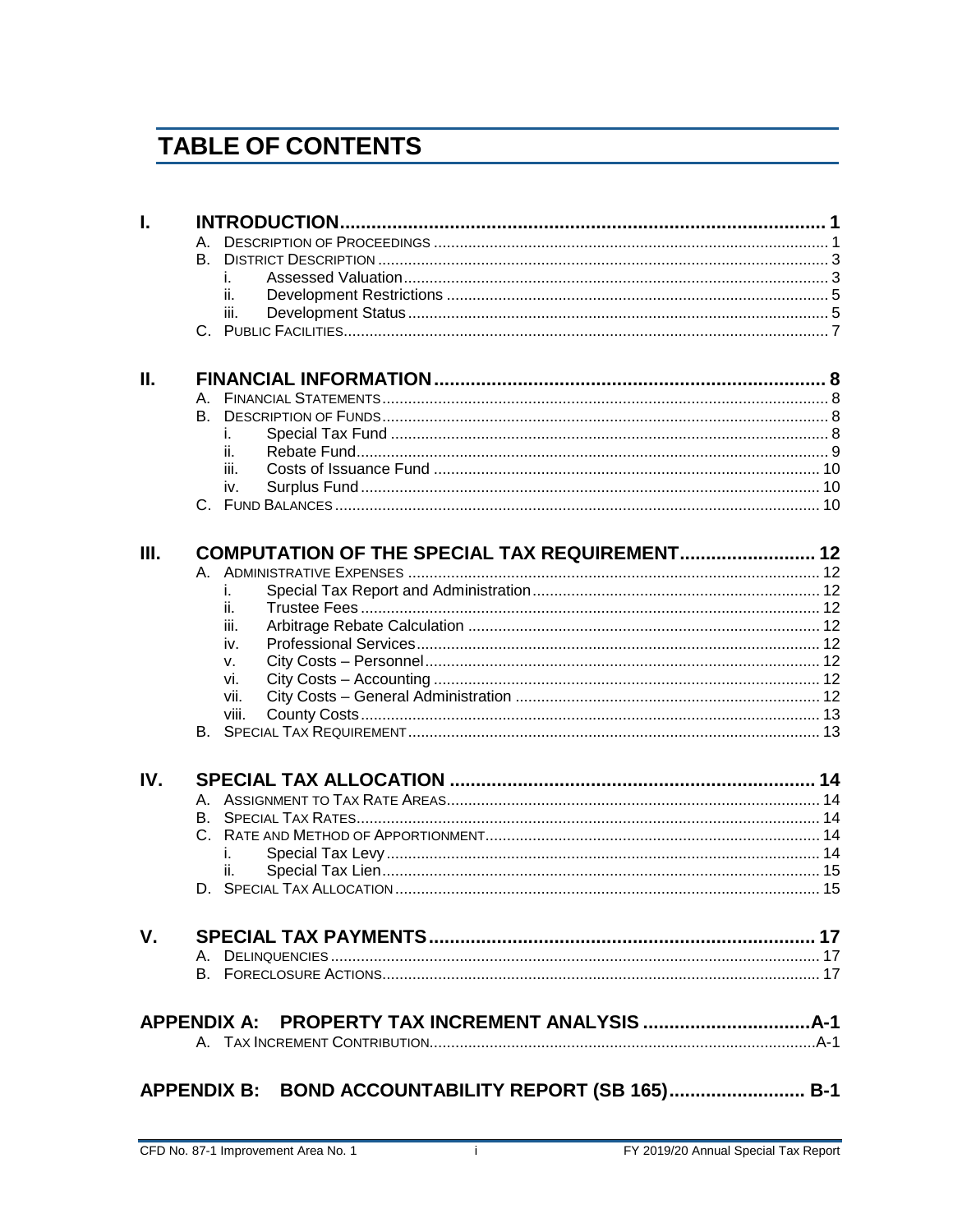# TABLE OF CONTENTS

**I. INTRODUCTION** ........ 1
- A. Description of Proceedings ........ 1
- B. District Description ........ 3
  - i. Assessed Valuation ........ 3
  - ii. Development Restrictions ........ 5
  - iii. Development Status ........ 5
- C. Public Facilities ........ 7

**II. FINANCIAL INFORMATION** ........ 8
- A. Financial Statements ........ 8
- B. Description of Funds ........ 8
  - i. Special Tax Fund ........ 8
  - ii. Rebate Fund ........ 9
  - iii. Costs of Issuance Fund ........ 10
  - iv. Surplus Fund ........ 10
- C. Fund Balances ........ 10

**III. COMPUTATION OF THE SPECIAL TAX REQUIREMENT** ........ 12
- A. Administrative Expenses ........ 12
  - i. Special Tax Report and Administration ........ 12
  - ii. Trustee Fees ........ 12
  - iii. Arbitrage Rebate Calculation ........ 12
  - iv. Professional Services ........ 12
  - v. City Costs – Personnel ........ 12
  - vi. City Costs – Accounting ........ 12
  - vii. City Costs – General Administration ........ 12
  - viii. County Costs ........ 13
- B. Special Tax Requirement ........ 13

**IV. SPECIAL TAX ALLOCATION** ........ 14
- A. Assignment to Tax Rate Areas ........ 14
- B. Special Tax Rates ........ 14
- C. Rate and Method of Apportionment ........ 14
  - i. Special Tax Levy ........ 14
  - ii. Special Tax Lien ........ 15
- D. Special Tax Allocation ........ 15

**V. SPECIAL TAX PAYMENTS** ........ 17
- A. Delinquencies ........ 17
- B. Foreclosure Actions ........ 17

**APPENDIX A: PROPERTY TAX INCREMENT ANALYSIS** ........ A-1
- A. Tax Increment Contribution ........ A-1

**APPENDIX B: BOND ACCOUNTABILITY REPORT (SB 165)** ........ B-1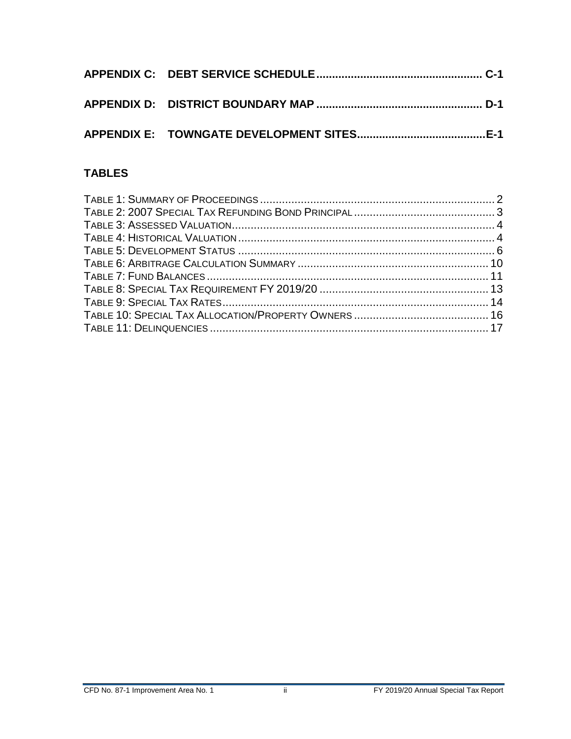**APPENDIX C: DEBT SERVICE SCHEDULE .................................................... C-1**

**APPENDIX D: DISTRICT BOUNDARY MAP .................................................... D-1**

**APPENDIX E: TOWNGATE DEVELOPMENT SITES ........................................ E-1**

## TABLES

TABLE 1: SUMMARY OF PROCEEDINGS .......................................................................... 2
TABLE 2: 2007 SPECIAL TAX REFUNDING BOND PRINCIPAL ............................................ 3
TABLE 3: ASSESSED VALUATION .................................................................................... 4
TABLE 4: HISTORICAL VALUATION .................................................................................. 4
TABLE 5: DEVELOPMENT STATUS .................................................................................. 6
TABLE 6: ARBITRAGE CALCULATION SUMMARY ............................................................ 10
TABLE 7: FUND BALANCES .......................................................................................... 11
TABLE 8: SPECIAL TAX REQUIREMENT FY 2019/20 ..................................................... 13
TABLE 9: SPECIAL TAX RATES ..................................................................................... 14
TABLE 10: SPECIAL TAX ALLOCATION/PROPERTY OWNERS .......................................... 16
TABLE 11: DELINQUENCIES ......................................................................................... 17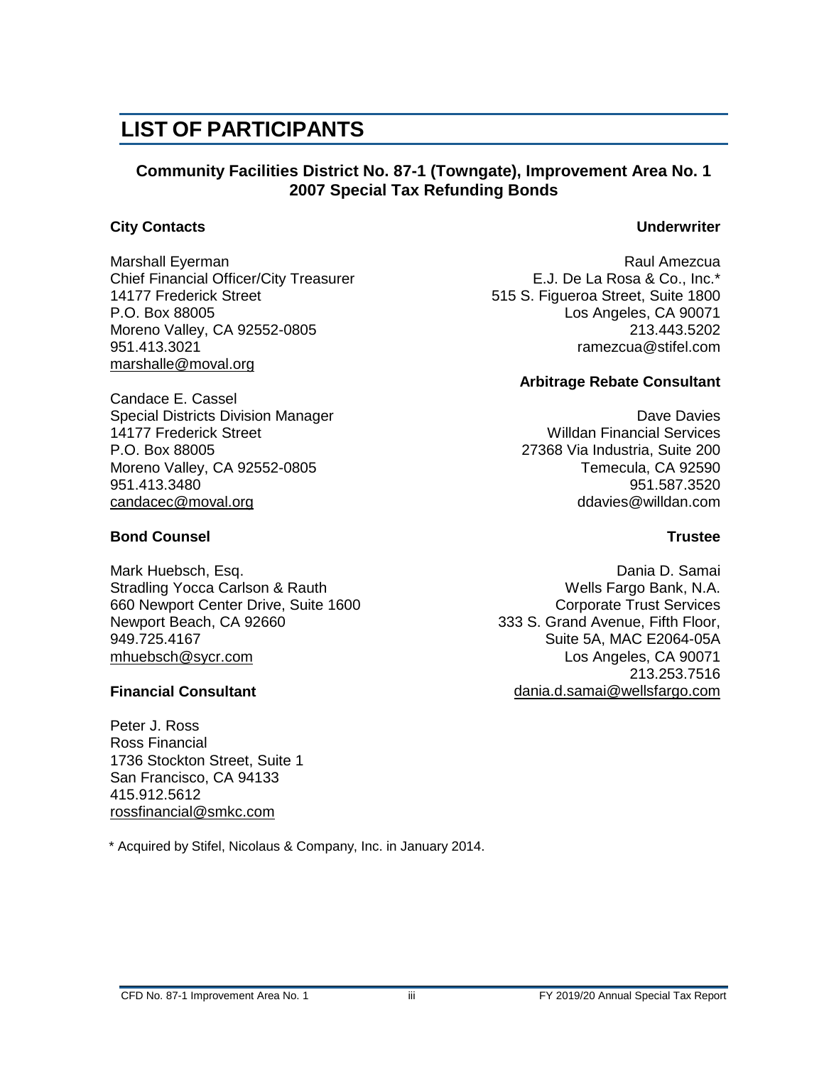# LIST OF PARTICIPANTS

**Community Facilities District No. 87-1 (Towngate), Improvement Area No. 1**
**2007 Special Tax Refunding Bonds**

### City Contacts

Marshall Eyerman
Chief Financial Officer/City Treasurer
14177 Frederick Street
P.O. Box 88005
Moreno Valley, CA 92552-0805
951.413.3021
marshalle@moval.org

Candace E. Cassel
Special Districts Division Manager
14177 Frederick Street
P.O. Box 88005
Moreno Valley, CA 92552-0805
951.413.3480
candacec@moval.org

### Bond Counsel

Mark Huebsch, Esq.
Stradling Yocca Carlson & Rauth
660 Newport Center Drive, Suite 1600
Newport Beach, CA 92660
949.725.4167
mhuebsch@sycr.com

### Financial Consultant

Peter J. Ross
Ross Financial
1736 Stockton Street, Suite 1
San Francisco, CA 94133
415.912.5612
rossfinancial@smkc.com

### Underwriter

Raul Amezcua
E.J. De La Rosa & Co., Inc.*
515 S. Figueroa Street, Suite 1800
Los Angeles, CA 90071
213.443.5202
ramezcua@stifel.com

### Arbitrage Rebate Consultant

Dave Davies
Willdan Financial Services
27368 Via Industria, Suite 200
Temecula, CA 92590
951.587.3520
ddavies@willdan.com

### Trustee

Dania D. Samai
Wells Fargo Bank, N.A.
Corporate Trust Services
333 S. Grand Avenue, Fifth Floor,
Suite 5A, MAC E2064-05A
Los Angeles, CA 90071
213.253.7516
dania.d.samai@wellsfargo.com

\* Acquired by Stifel, Nicolaus & Company, Inc. in January 2014.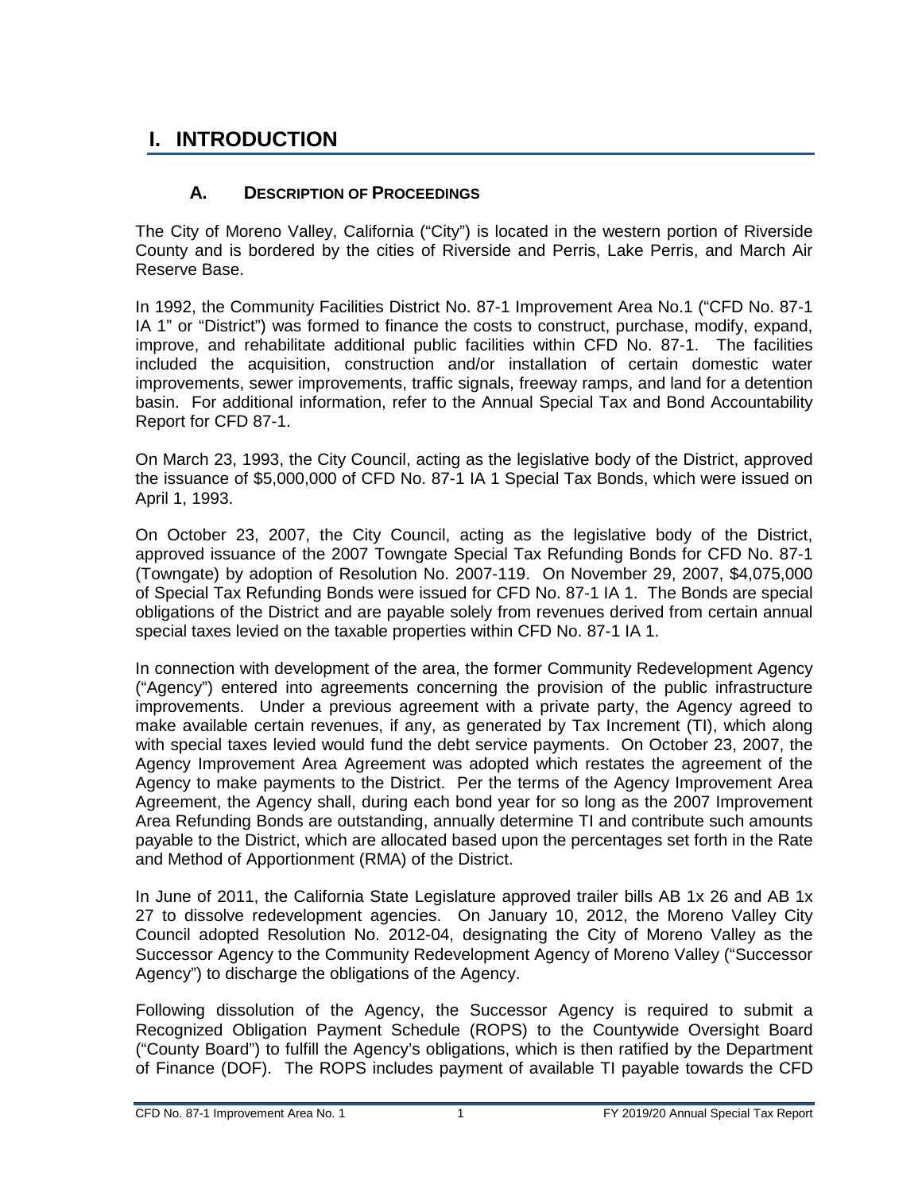# I. INTRODUCTION

## A. DESCRIPTION OF PROCEEDINGS

The City of Moreno Valley, California ("City") is located in the western portion of Riverside County and is bordered by the cities of Riverside and Perris, Lake Perris, and March Air Reserve Base.

In 1992, the Community Facilities District No. 87-1 Improvement Area No.1 ("CFD No. 87-1 IA 1" or "District") was formed to finance the costs to construct, purchase, modify, expand, improve, and rehabilitate additional public facilities within CFD No. 87-1. The facilities included the acquisition, construction and/or installation of certain domestic water improvements, sewer improvements, traffic signals, freeway ramps, and land for a detention basin. For additional information, refer to the Annual Special Tax and Bond Accountability Report for CFD 87-1.

On March 23, 1993, the City Council, acting as the legislative body of the District, approved the issuance of $5,000,000 of CFD No. 87-1 IA 1 Special Tax Bonds, which were issued on April 1, 1993.

On October 23, 2007, the City Council, acting as the legislative body of the District, approved issuance of the 2007 Towngate Special Tax Refunding Bonds for CFD No. 87-1 (Towngate) by adoption of Resolution No. 2007-119. On November 29, 2007, $4,075,000 of Special Tax Refunding Bonds were issued for CFD No. 87-1 IA 1. The Bonds are special obligations of the District and are payable solely from revenues derived from certain annual special taxes levied on the taxable properties within CFD No. 87-1 IA 1.

In connection with development of the area, the former Community Redevelopment Agency ("Agency") entered into agreements concerning the provision of the public infrastructure improvements. Under a previous agreement with a private party, the Agency agreed to make available certain revenues, if any, as generated by Tax Increment (TI), which along with special taxes levied would fund the debt service payments. On October 23, 2007, the Agency Improvement Area Agreement was adopted which restates the agreement of the Agency to make payments to the District. Per the terms of the Agency Improvement Area Agreement, the Agency shall, during each bond year for so long as the 2007 Improvement Area Refunding Bonds are outstanding, annually determine TI and contribute such amounts payable to the District, which are allocated based upon the percentages set forth in the Rate and Method of Apportionment (RMA) of the District.

In June of 2011, the California State Legislature approved trailer bills AB 1x 26 and AB 1x 27 to dissolve redevelopment agencies. On January 10, 2012, the Moreno Valley City Council adopted Resolution No. 2012-04, designating the City of Moreno Valley as the Successor Agency to the Community Redevelopment Agency of Moreno Valley ("Successor Agency") to discharge the obligations of the Agency.

Following dissolution of the Agency, the Successor Agency is required to submit a Recognized Obligation Payment Schedule (ROPS) to the Countywide Oversight Board ("County Board") to fulfill the Agency's obligations, which is then ratified by the Department of Finance (DOF). The ROPS includes payment of available TI payable towards the CFD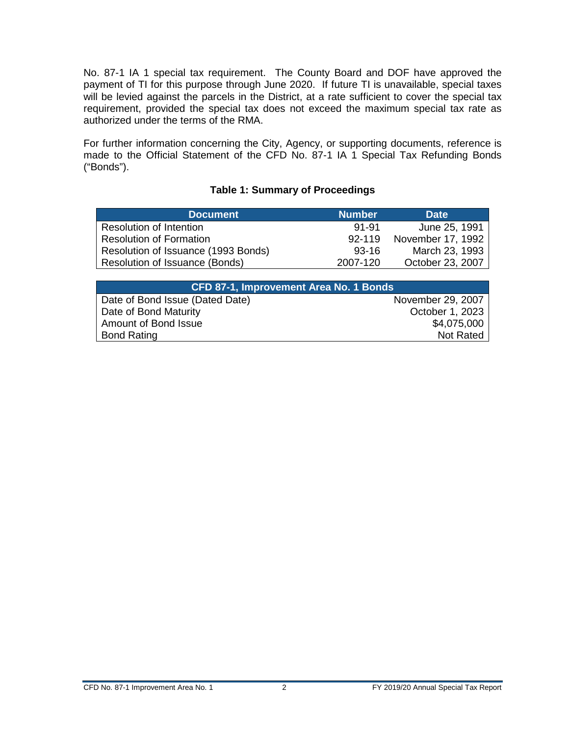No. 87-1 IA 1 special tax requirement. The County Board and DOF have approved the payment of TI for this purpose through June 2020. If future TI is unavailable, special taxes will be levied against the parcels in the District, at a rate sufficient to cover the special tax requirement, provided the special tax does not exceed the maximum special tax rate as authorized under the terms of the RMA.

For further information concerning the City, Agency, or supporting documents, reference is made to the Official Statement of the CFD No. 87-1 IA 1 Special Tax Refunding Bonds ("Bonds").

**Table 1: Summary of Proceedings**

| Document | Number | Date |
|---|---|---|
| Resolution of Intention | 91-91 | June 25, 1991 |
| Resolution of Formation | 92-119 | November 17, 1992 |
| Resolution of Issuance (1993 Bonds) | 93-16 | March 23, 1993 |
| Resolution of Issuance (Bonds) | 2007-120 | October 23, 2007 |

| CFD 87-1, Improvement Area No. 1 Bonds | |
|---|---|
| Date of Bond Issue (Dated Date) | November 29, 2007 |
| Date of Bond Maturity | October 1, 2023 |
| Amount of Bond Issue | $4,075,000 |
| Bond Rating | Not Rated |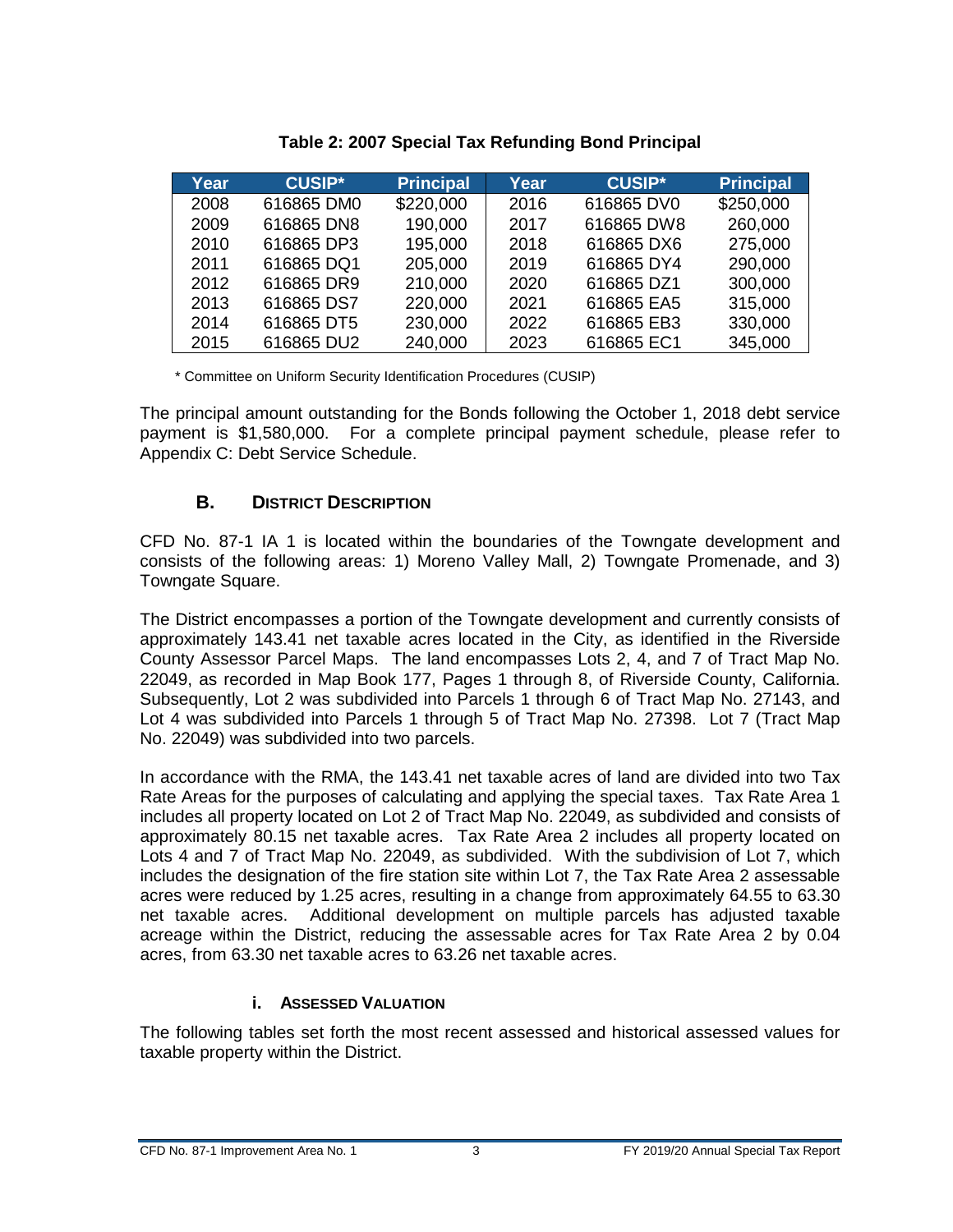**Table 2: 2007 Special Tax Refunding Bond Principal**

| Year | CUSIP* | Principal | Year | CUSIP* | Principal |
|---|---|---|---|---|---|
| 2008 | 616865 DM0 | $220,000 | 2016 | 616865 DV0 | $250,000 |
| 2009 | 616865 DN8 | 190,000 | 2017 | 616865 DW8 | 260,000 |
| 2010 | 616865 DP3 | 195,000 | 2018 | 616865 DX6 | 275,000 |
| 2011 | 616865 DQ1 | 205,000 | 2019 | 616865 DY4 | 290,000 |
| 2012 | 616865 DR9 | 210,000 | 2020 | 616865 DZ1 | 300,000 |
| 2013 | 616865 DS7 | 220,000 | 2021 | 616865 EA5 | 315,000 |
| 2014 | 616865 DT5 | 230,000 | 2022 | 616865 EB3 | 330,000 |
| 2015 | 616865 DU2 | 240,000 | 2023 | 616865 EC1 | 345,000 |

\* Committee on Uniform Security Identification Procedures (CUSIP)

The principal amount outstanding for the Bonds following the October 1, 2018 debt service payment is $1,580,000. For a complete principal payment schedule, please refer to Appendix C: Debt Service Schedule.

## B. District Description

CFD No. 87-1 IA 1 is located within the boundaries of the Towngate development and consists of the following areas: 1) Moreno Valley Mall, 2) Towngate Promenade, and 3) Towngate Square.

The District encompasses a portion of the Towngate development and currently consists of approximately 143.41 net taxable acres located in the City, as identified in the Riverside County Assessor Parcel Maps. The land encompasses Lots 2, 4, and 7 of Tract Map No. 22049, as recorded in Map Book 177, Pages 1 through 8, of Riverside County, California. Subsequently, Lot 2 was subdivided into Parcels 1 through 6 of Tract Map No. 27143, and Lot 4 was subdivided into Parcels 1 through 5 of Tract Map No. 27398. Lot 7 (Tract Map No. 22049) was subdivided into two parcels.

In accordance with the RMA, the 143.41 net taxable acres of land are divided into two Tax Rate Areas for the purposes of calculating and applying the special taxes. Tax Rate Area 1 includes all property located on Lot 2 of Tract Map No. 22049, as subdivided and consists of approximately 80.15 net taxable acres. Tax Rate Area 2 includes all property located on Lots 4 and 7 of Tract Map No. 22049, as subdivided. With the subdivision of Lot 7, which includes the designation of the fire station site within Lot 7, the Tax Rate Area 2 assessable acres were reduced by 1.25 acres, resulting in a change from approximately 64.55 to 63.30 net taxable acres. Additional development on multiple parcels has adjusted taxable acreage within the District, reducing the assessable acres for Tax Rate Area 2 by 0.04 acres, from 63.30 net taxable acres to 63.26 net taxable acres.

### i. Assessed Valuation

The following tables set forth the most recent assessed and historical assessed values for taxable property within the District.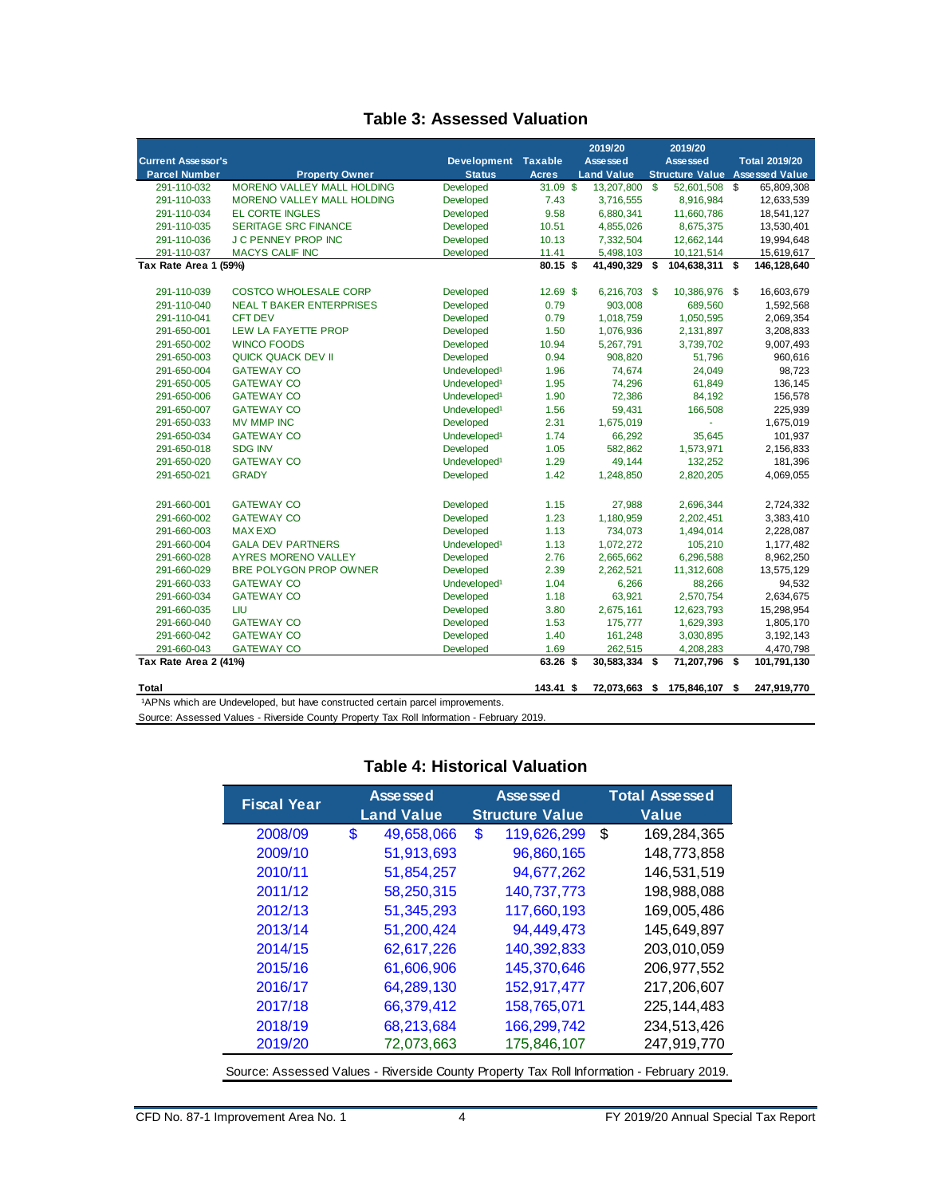## Table 3: Assessed Valuation

| Current Assessor's Parcel Number | Property Owner | Development Status | Taxable Acres | 2019/20 Assessed Land Value | 2019/20 Assessed Structure Value | Total 2019/20 Assessed Value |
|---|---|---|---|---|---|---|
| 291-110-032 | MORENO VALLEY MALL HOLDING | Developed | 31.09 | $ 13,207,800 | $ 52,601,508 | $ 65,809,308 |
| 291-110-033 | MORENO VALLEY MALL HOLDING | Developed | 7.43 | 3,716,555 | 8,916,984 | 12,633,539 |
| 291-110-034 | EL CORTE INGLES | Developed | 9.58 | 6,880,341 | 11,660,786 | 18,541,127 |
| 291-110-035 | SERITAGE SRC FINANCE | Developed | 10.51 | 4,855,026 | 8,675,375 | 13,530,401 |
| 291-110-036 | J C PENNEY PROP INC | Developed | 10.13 | 7,332,504 | 12,662,144 | 19,994,648 |
| 291-110-037 | MACYS CALIF INC | Developed | 11.41 | 5,498,103 | 10,121,514 | 15,619,617 |
| **Tax Rate Area 1 (59%)** | | | **80.15** | **$ 41,490,329** | **$ 104,638,311** | **$ 146,128,640** |
| 291-110-039 | COSTCO WHOLESALE CORP | Developed | 12.69 | $ 6,216,703 | $ 10,386,976 | $ 16,603,679 |
| 291-110-040 | NEAL T BAKER ENTERPRISES | Developed | 0.79 | 903,008 | 689,560 | 1,592,568 |
| 291-110-041 | CFT DEV | Developed | 0.79 | 1,018,759 | 1,050,595 | 2,069,354 |
| 291-650-001 | LEW LA FAYETTE PROP | Developed | 1.50 | 1,076,936 | 2,131,897 | 3,208,833 |
| 291-650-002 | WINCO FOODS | Developed | 10.94 | 5,267,791 | 3,739,702 | 9,007,493 |
| 291-650-003 | QUICK QUACK DEV II | Developed | 0.94 | 908,820 | 51,796 | 960,616 |
| 291-650-004 | GATEWAY CO | Undeveloped[1] | 1.96 | 74,674 | 24,049 | 98,723 |
| 291-650-005 | GATEWAY CO | Undeveloped[1] | 1.95 | 74,296 | 61,849 | 136,145 |
| 291-650-006 | GATEWAY CO | Undeveloped[1] | 1.90 | 72,386 | 84,192 | 156,578 |
| 291-650-007 | GATEWAY CO | Undeveloped[1] | 1.56 | 59,431 | 166,508 | 225,939 |
| 291-650-033 | MV MMP INC | Developed | 2.31 | 1,675,019 | - | 1,675,019 |
| 291-650-034 | GATEWAY CO | Undeveloped[1] | 1.74 | 66,292 | 35,645 | 101,937 |
| 291-650-018 | SDG INV | Developed | 1.05 | 582,862 | 1,573,971 | 2,156,833 |
| 291-650-020 | GATEWAY CO | Undeveloped[1] | 1.29 | 49,144 | 132,252 | 181,396 |
| 291-650-021 | GRADY | Developed | 1.42 | 1,248,850 | 2,820,205 | 4,069,055 |
| 291-660-001 | GATEWAY CO | Developed | 1.15 | 27,988 | 2,696,344 | 2,724,332 |
| 291-660-002 | GATEWAY CO | Developed | 1.23 | 1,180,959 | 2,202,451 | 3,383,410 |
| 291-660-003 | MAX EXO | Developed | 1.13 | 734,073 | 1,494,014 | 2,228,087 |
| 291-660-004 | GALA DEV PARTNERS | Undeveloped[1] | 1.13 | 1,072,272 | 105,210 | 1,177,482 |
| 291-660-028 | AYRES MORENO VALLEY | Developed | 2.76 | 2,665,662 | 6,296,588 | 8,962,250 |
| 291-660-029 | BRE POLYGON PROP OWNER | Developed | 2.39 | 2,262,521 | 11,312,608 | 13,575,129 |
| 291-660-033 | GATEWAY CO | Undeveloped[1] | 1.04 | 6,266 | 88,266 | 94,532 |
| 291-660-034 | GATEWAY CO | Developed | 1.18 | 63,921 | 2,570,754 | 2,634,675 |
| 291-660-035 | LIU | Developed | 3.80 | 2,675,161 | 12,623,793 | 15,298,954 |
| 291-660-040 | GATEWAY CO | Developed | 1.53 | 175,777 | 1,629,393 | 1,805,170 |
| 291-660-042 | GATEWAY CO | Developed | 1.40 | 161,248 | 3,030,895 | 3,192,143 |
| 291-660-043 | GATEWAY CO | Developed | 1.69 | 262,515 | 4,208,283 | 4,470,798 |
| **Tax Rate Area 2 (41%)** | | | **63.26** | **$ 30,583,334** | **$ 71,207,796** | **$ 101,791,130** |
| **Total** | | | **143.41** | **$ 72,073,663** | **$ 175,846,107** | **$ 247,919,770** |

[1]APNs which are Undeveloped, but have constructed certain parcel improvements.

Source: Assessed Values - Riverside County Property Tax Roll Information - February 2019.

## Table 4: Historical Valuation

| Fiscal Year | Assessed Land Value | Assessed Structure Value | Total Assessed Value |
|---|---|---|---|
| 2008/09 | $ 49,658,066 | $ 119,626,299 | $ 169,284,365 |
| 2009/10 | 51,913,693 | 96,860,165 | 148,773,858 |
| 2010/11 | 51,854,257 | 94,677,262 | 146,531,519 |
| 2011/12 | 58,250,315 | 140,737,773 | 198,988,088 |
| 2012/13 | 51,345,293 | 117,660,193 | 169,005,486 |
| 2013/14 | 51,200,424 | 94,449,473 | 145,649,897 |
| 2014/15 | 62,617,226 | 140,392,833 | 203,010,059 |
| 2015/16 | 61,606,906 | 145,370,646 | 206,977,552 |
| 2016/17 | 64,289,130 | 152,917,477 | 217,206,607 |
| 2017/18 | 66,379,412 | 158,765,071 | 225,144,483 |
| 2018/19 | 68,213,684 | 166,299,742 | 234,513,426 |
| 2019/20 | 72,073,663 | 175,846,107 | 247,919,770 |

Source: Assessed Values - Riverside County Property Tax Roll Information - February 2019.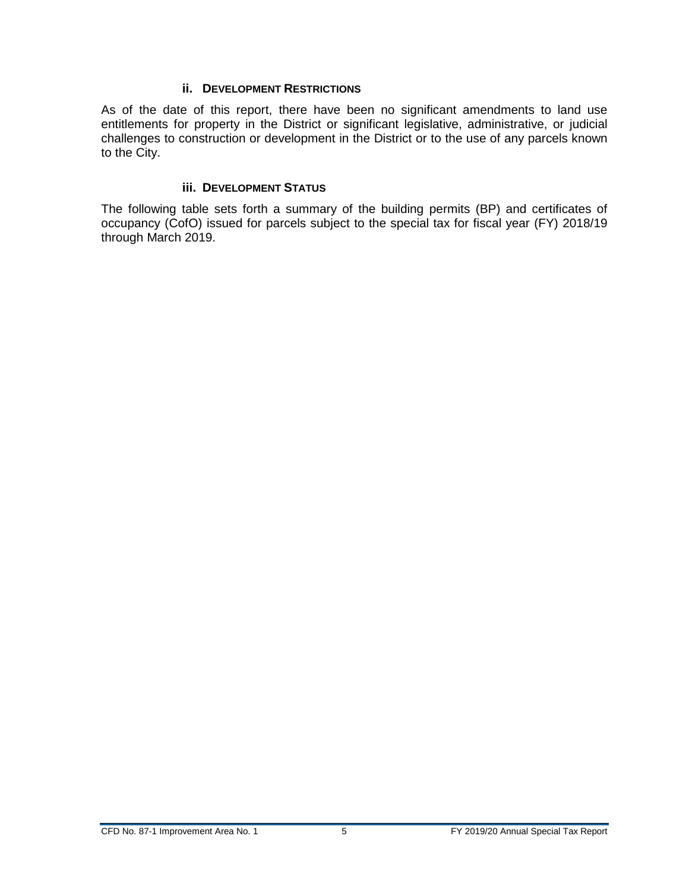### ii. Development Restrictions

As of the date of this report, there have been no significant amendments to land use entitlements for property in the District or significant legislative, administrative, or judicial challenges to construction or development in the District or to the use of any parcels known to the City.

### iii. Development Status

The following table sets forth a summary of the building permits (BP) and certificates of occupancy (CofO) issued for parcels subject to the special tax for fiscal year (FY) 2018/19 through March 2019.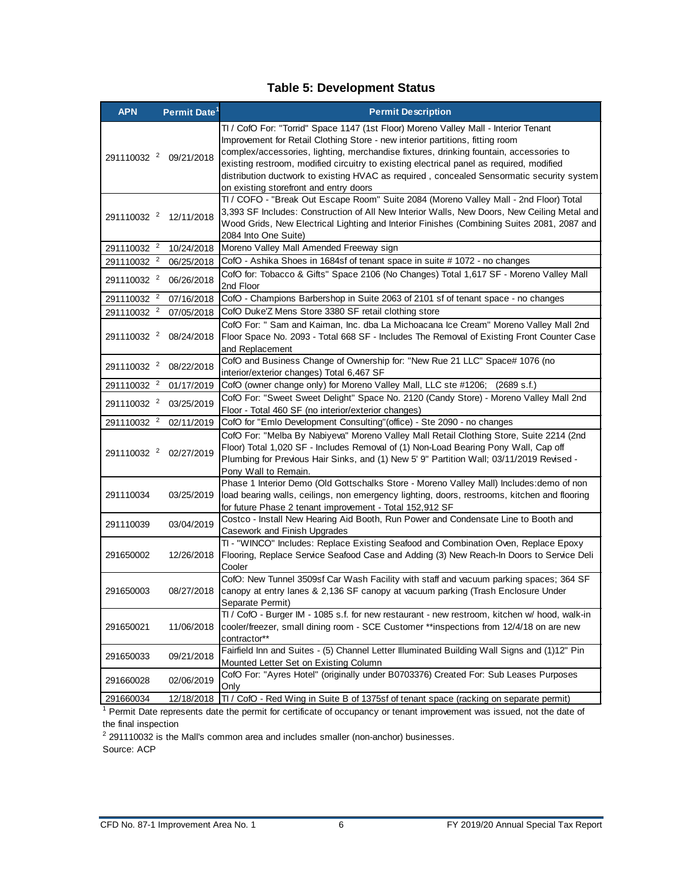## Table 5: Development Status

| APN | Permit Date[1] | Permit Description |
|---|---|---|
| 291110032 [2] | 09/21/2018 | TI / CofO For: "Torrid" Space 1147 (1st Floor) Moreno Valley Mall - Interior Tenant Improvement for Retail Clothing Store - new interior partitions, fitting room complex/accessories, lighting, merchandise fixtures, drinking fountain, accessories to existing restroom, modified circuitry to existing electrical panel as required, modified distribution ductwork to existing HVAC as required , concealed Sensormatic security system on existing storefront and entry doors |
| 291110032 [2] | 12/11/2018 | TI / COFO - "Break Out Escape Room" Suite 2084 (Moreno Valley Mall - 2nd Floor) Total 3,393 SF Includes: Construction of All New Interior Walls, New Doors, New Ceiling Metal and Wood Grids, New Electrical Lighting and Interior Finishes (Combining Suites 2081, 2087 and 2084 Into One Suite) |
| 291110032 [2] | 10/24/2018 | Moreno Valley Mall Amended Freeway sign |
| 291110032 [2] | 06/25/2018 | CofO - Ashika Shoes in 1684sf of tenant space in suite # 1072 - no changes |
| 291110032 [2] | 06/26/2018 | CofO for: Tobacco & Gifts" Space 2106 (No Changes) Total 1,617 SF - Moreno Valley Mall 2nd Floor |
| 291110032 [2] | 07/16/2018 | CofO - Champions Barbershop in Suite 2063 of 2101 sf of tenant space - no changes |
| 291110032 [2] | 07/05/2018 | CofO Duke'Z Mens Store 3380 SF retail clothing store |
| 291110032 [2] | 08/24/2018 | CofO For: " Sam and Kaiman, Inc. dba La Michoacana Ice Cream" Moreno Valley Mall 2nd Floor Space No. 2093 - Total 668 SF - Includes The Removal of Existing Front Counter Case and Replacement |
| 291110032 [2] | 08/22/2018 | CofO and Business Change of Ownership for: "New Rue 21 LLC" Space# 1076 (no interior/exterior changes) Total 6,467 SF |
| 291110032 [2] | 01/17/2019 | CofO (owner change only) for Moreno Valley Mall, LLC ste #1206; (2689 s.f.) |
| 291110032 [2] | 03/25/2019 | CofO For: "Sweet Sweet Delight" Space No. 2120 (Candy Store) - Moreno Valley Mall 2nd Floor - Total 460 SF (no interior/exterior changes) |
| 291110032 [2] | 02/11/2019 | CofO for "Emlo Development Consulting"(office) - Ste 2090 - no changes |
| 291110032 [2] | 02/27/2019 | CofO For: "Melba By Nabiyeva" Moreno Valley Mall Retail Clothing Store, Suite 2214 (2nd Floor) Total 1,020 SF - Includes Removal of (1) Non-Load Bearing Pony Wall, Cap off Plumbing for Previous Hair Sinks, and (1) New 5' 9" Partition Wall; 03/11/2019 Revised - Pony Wall to Remain. |
| 291110034 | 03/25/2019 | Phase 1 Interior Demo (Old Gottschalks Store - Moreno Valley Mall) Includes:demo of non load bearing walls, ceilings, non emergency lighting, doors, restrooms, kitchen and flooring for future Phase 2 tenant improvement - Total 152,912 SF |
| 291110039 | 03/04/2019 | Costco - Install New Hearing Aid Booth, Run Power and Condensate Line to Booth and Casework and Finish Upgrades |
| 291650002 | 12/26/2018 | TI - "WINCO" Includes: Replace Existing Seafood and Combination Oven, Replace Epoxy Flooring, Replace Service Seafood Case and Adding (3) New Reach-In Doors to Service Deli Cooler |
| 291650003 | 08/27/2018 | CofO: New Tunnel 3509sf Car Wash Facility with staff and vacuum parking spaces; 364 SF canopy at entry lanes & 2,136 SF canopy at vacuum parking (Trash Enclosure Under Separate Permit) |
| 291650021 | 11/06/2018 | TI / CofO - Burger IM - 1085 s.f. for new restaurant - new restroom, kitchen w/ hood, walk-in cooler/freezer, small dining room - SCE Customer **inspections from 12/4/18 on are new contractor** |
| 291650033 | 09/21/2018 | Fairfield Inn and Suites - (5) Channel Letter Illuminated Building Wall Signs and (1)12" Pin Mounted Letter Set on Existing Column |
| 291660028 | 02/06/2019 | CofO For: "Ayres Hotel" (originally under B0703376) Created For: Sub Leases Purposes Only |
| 291660034 | 12/18/2018 | TI / CofO - Red Wing in Suite B of 1375sf of tenant space (racking on separate permit) |

[1] Permit Date represents date the permit for certificate of occupancy or tenant improvement was issued, not the date of the final inspection

[2] 291110032 is the Mall's common area and includes smaller (non-anchor) businesses.

Source: ACP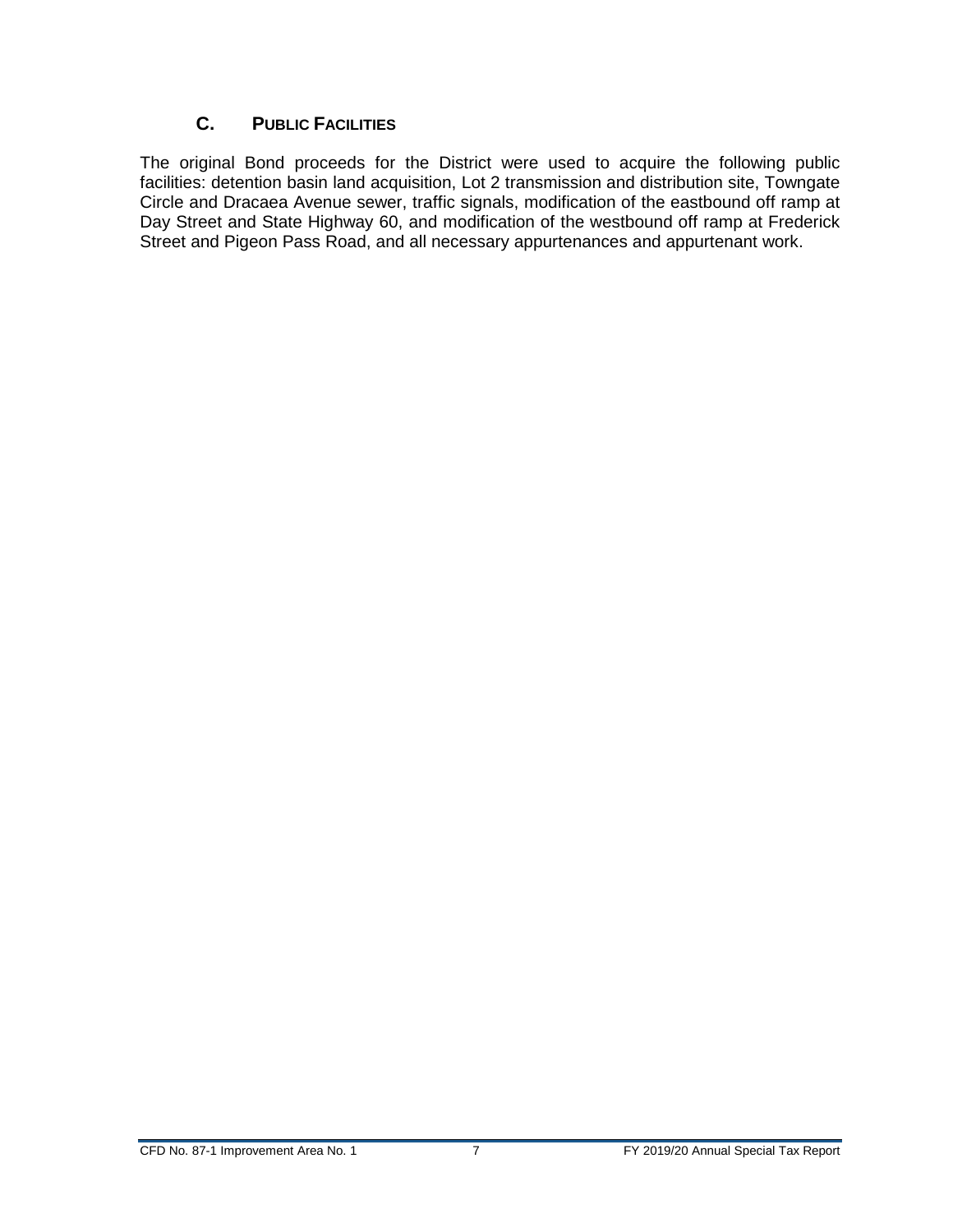## C. PUBLIC FACILITIES

The original Bond proceeds for the District were used to acquire the following public facilities: detention basin land acquisition, Lot 2 transmission and distribution site, Towngate Circle and Dracaea Avenue sewer, traffic signals, modification of the eastbound off ramp at Day Street and State Highway 60, and modification of the westbound off ramp at Frederick Street and Pigeon Pass Road, and all necessary appurtenances and appurtenant work.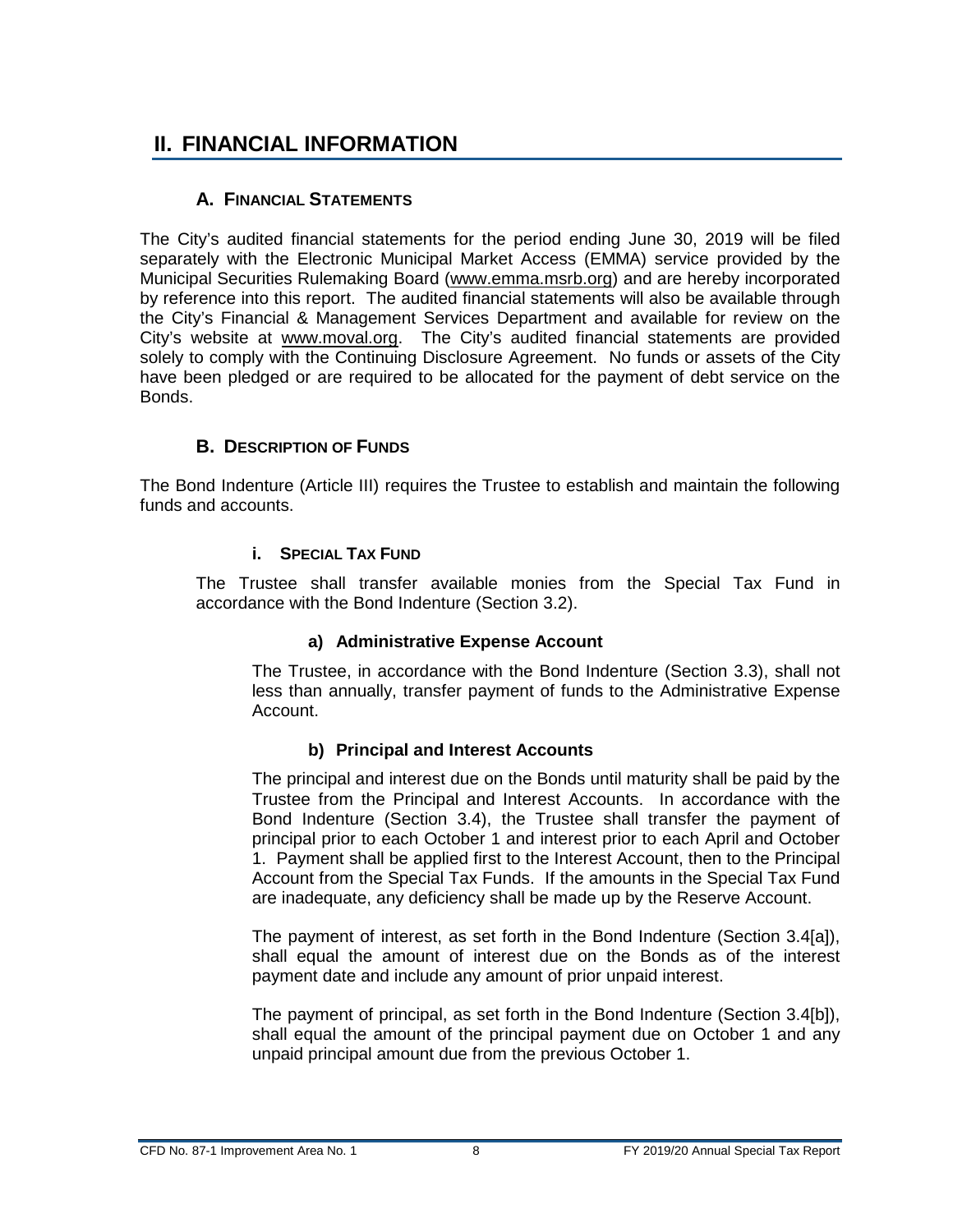# II. FINANCIAL INFORMATION

## A. FINANCIAL STATEMENTS

The City's audited financial statements for the period ending June 30, 2019 will be filed separately with the Electronic Municipal Market Access (EMMA) service provided by the Municipal Securities Rulemaking Board (www.emma.msrb.org) and are hereby incorporated by reference into this report. The audited financial statements will also be available through the City's Financial & Management Services Department and available for review on the City's website at www.moval.org. The City's audited financial statements are provided solely to comply with the Continuing Disclosure Agreement. No funds or assets of the City have been pledged or are required to be allocated for the payment of debt service on the Bonds.

## B. DESCRIPTION OF FUNDS

The Bond Indenture (Article III) requires the Trustee to establish and maintain the following funds and accounts.

### i. SPECIAL TAX FUND

The Trustee shall transfer available monies from the Special Tax Fund in accordance with the Bond Indenture (Section 3.2).

#### a) Administrative Expense Account

The Trustee, in accordance with the Bond Indenture (Section 3.3), shall not less than annually, transfer payment of funds to the Administrative Expense Account.

#### b) Principal and Interest Accounts

The principal and interest due on the Bonds until maturity shall be paid by the Trustee from the Principal and Interest Accounts. In accordance with the Bond Indenture (Section 3.4), the Trustee shall transfer the payment of principal prior to each October 1 and interest prior to each April and October 1. Payment shall be applied first to the Interest Account, then to the Principal Account from the Special Tax Funds. If the amounts in the Special Tax Fund are inadequate, any deficiency shall be made up by the Reserve Account.

The payment of interest, as set forth in the Bond Indenture (Section 3.4[a]), shall equal the amount of interest due on the Bonds as of the interest payment date and include any amount of prior unpaid interest.

The payment of principal, as set forth in the Bond Indenture (Section 3.4[b]), shall equal the amount of the principal payment due on October 1 and any unpaid principal amount due from the previous October 1.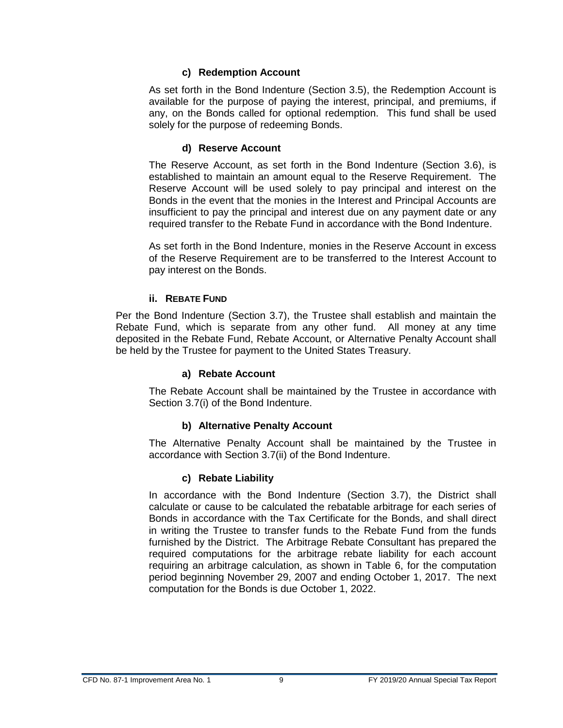#### c) Redemption Account

As set forth in the Bond Indenture (Section 3.5), the Redemption Account is available for the purpose of paying the interest, principal, and premiums, if any, on the Bonds called for optional redemption. This fund shall be used solely for the purpose of redeeming Bonds.

#### d) Reserve Account

The Reserve Account, as set forth in the Bond Indenture (Section 3.6), is established to maintain an amount equal to the Reserve Requirement. The Reserve Account will be used solely to pay principal and interest on the Bonds in the event that the monies in the Interest and Principal Accounts are insufficient to pay the principal and interest due on any payment date or any required transfer to the Rebate Fund in accordance with the Bond Indenture.

As set forth in the Bond Indenture, monies in the Reserve Account in excess of the Reserve Requirement are to be transferred to the Interest Account to pay interest on the Bonds.

### ii. REBATE FUND

Per the Bond Indenture (Section 3.7), the Trustee shall establish and maintain the Rebate Fund, which is separate from any other fund. All money at any time deposited in the Rebate Fund, Rebate Account, or Alternative Penalty Account shall be held by the Trustee for payment to the United States Treasury.

#### a) Rebate Account

The Rebate Account shall be maintained by the Trustee in accordance with Section 3.7(i) of the Bond Indenture.

#### b) Alternative Penalty Account

The Alternative Penalty Account shall be maintained by the Trustee in accordance with Section 3.7(ii) of the Bond Indenture.

#### c) Rebate Liability

In accordance with the Bond Indenture (Section 3.7), the District shall calculate or cause to be calculated the rebatable arbitrage for each series of Bonds in accordance with the Tax Certificate for the Bonds, and shall direct in writing the Trustee to transfer funds to the Rebate Fund from the funds furnished by the District. The Arbitrage Rebate Consultant has prepared the required computations for the arbitrage rebate liability for each account requiring an arbitrage calculation, as shown in Table 6, for the computation period beginning November 29, 2007 and ending October 1, 2017. The next computation for the Bonds is due October 1, 2022.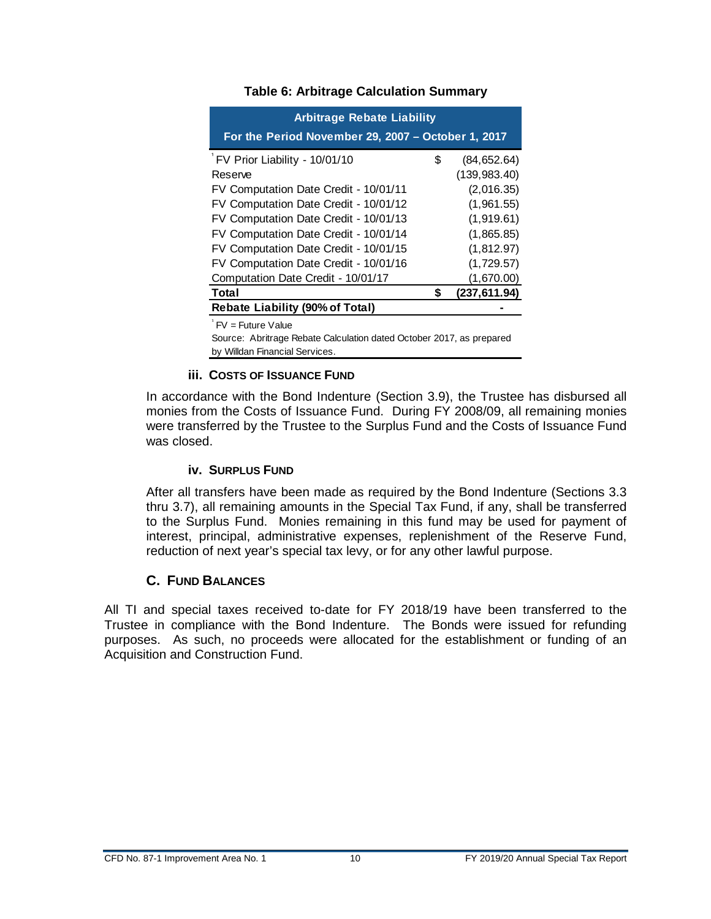**Table 6: Arbitrage Calculation Summary**

| Arbitrage Rebate Liability For the Period November 29, 2007 – October 1, 2017 | | |
|---|---|---|
| FV Prior Liability - 10/01/10 [1] | $ | (84,652.64) |
| Reserve | | (139,983.40) |
| FV Computation Date Credit - 10/01/11 | | (2,016.35) |
| FV Computation Date Credit - 10/01/12 | | (1,961.55) |
| FV Computation Date Credit - 10/01/13 | | (1,919.61) |
| FV Computation Date Credit - 10/01/14 | | (1,865.85) |
| FV Computation Date Credit - 10/01/15 | | (1,812.97) |
| FV Computation Date Credit - 10/01/16 | | (1,729.57) |
| Computation Date Credit - 10/01/17 | | (1,670.00) |
| **Total** | **$** | **(237,611.94)** |
| **Rebate Liability (90% of Total)** | | **-** |

[1] FV = Future Value

Source: Abritrage Rebate Calculation dated October 2017, as prepared by Willdan Financial Services.

#### iii. Costs of Issuance Fund

In accordance with the Bond Indenture (Section 3.9), the Trustee has disbursed all monies from the Costs of Issuance Fund. During FY 2008/09, all remaining monies were transferred by the Trustee to the Surplus Fund and the Costs of Issuance Fund was closed.

#### iv. Surplus Fund

After all transfers have been made as required by the Bond Indenture (Sections 3.3 thru 3.7), all remaining amounts in the Special Tax Fund, if any, shall be transferred to the Surplus Fund. Monies remaining in this fund may be used for payment of interest, principal, administrative expenses, replenishment of the Reserve Fund, reduction of next year's special tax levy, or for any other lawful purpose.

### C. Fund Balances

All TI and special taxes received to-date for FY 2018/19 have been transferred to the Trustee in compliance with the Bond Indenture. The Bonds were issued for refunding purposes. As such, no proceeds were allocated for the establishment or funding of an Acquisition and Construction Fund.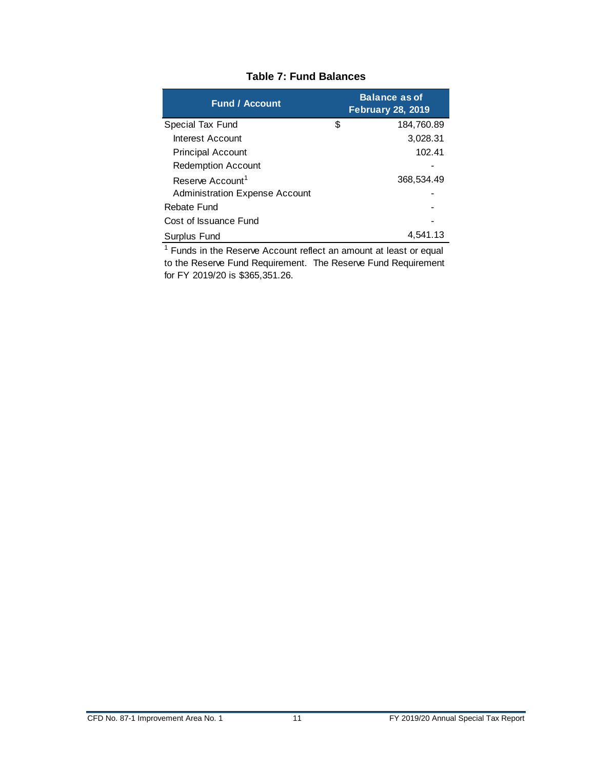**Table 7: Fund Balances**

| Fund / Account | Balance as of February 28, 2019 |
|---|---|
| Special Tax Fund | $ 184,760.89 |
| Interest Account | 3,028.31 |
| Principal Account | 102.41 |
| Redemption Account | - |
| Reserve Account[1] | 368,534.49 |
| Administration Expense Account | - |
| Rebate Fund | - |
| Cost of Issuance Fund | - |
| Surplus Fund | 4,541.13 |

[1] Funds in the Reserve Account reflect an amount at least or equal to the Reserve Fund Requirement. The Reserve Fund Requirement for FY 2019/20 is $365,351.26.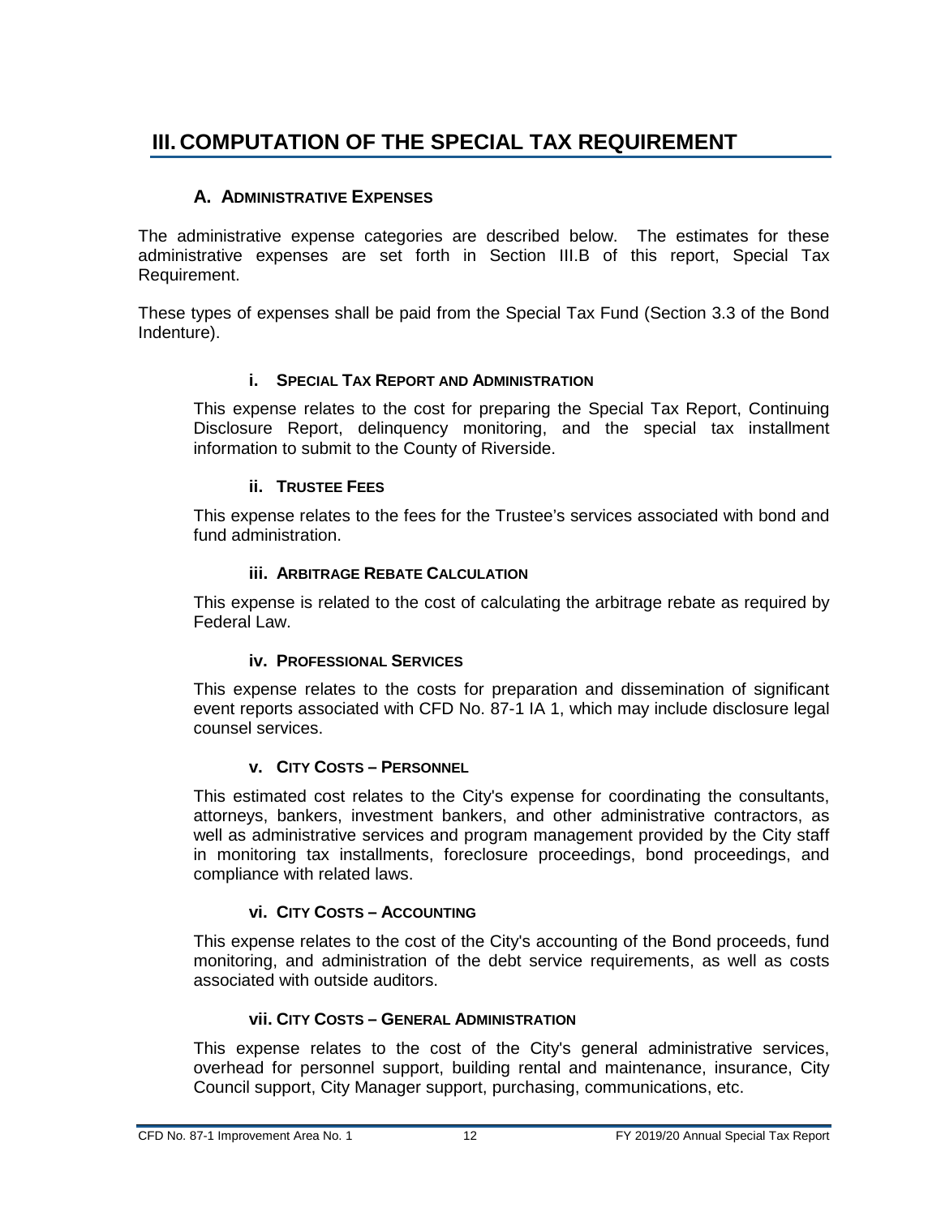# III. COMPUTATION OF THE SPECIAL TAX REQUIREMENT

## A. Administrative Expenses

The administrative expense categories are described below. The estimates for these administrative expenses are set forth in Section III.B of this report, Special Tax Requirement.

These types of expenses shall be paid from the Special Tax Fund (Section 3.3 of the Bond Indenture).

### i. Special Tax Report and Administration

This expense relates to the cost for preparing the Special Tax Report, Continuing Disclosure Report, delinquency monitoring, and the special tax installment information to submit to the County of Riverside.

### ii. Trustee Fees

This expense relates to the fees for the Trustee's services associated with bond and fund administration.

### iii. Arbitrage Rebate Calculation

This expense is related to the cost of calculating the arbitrage rebate as required by Federal Law.

### iv. Professional Services

This expense relates to the costs for preparation and dissemination of significant event reports associated with CFD No. 87-1 IA 1, which may include disclosure legal counsel services.

### v. City Costs – Personnel

This estimated cost relates to the City's expense for coordinating the consultants, attorneys, bankers, investment bankers, and other administrative contractors, as well as administrative services and program management provided by the City staff in monitoring tax installments, foreclosure proceedings, bond proceedings, and compliance with related laws.

### vi. City Costs – Accounting

This expense relates to the cost of the City's accounting of the Bond proceeds, fund monitoring, and administration of the debt service requirements, as well as costs associated with outside auditors.

### vii. City Costs – General Administration

This expense relates to the cost of the City's general administrative services, overhead for personnel support, building rental and maintenance, insurance, City Council support, City Manager support, purchasing, communications, etc.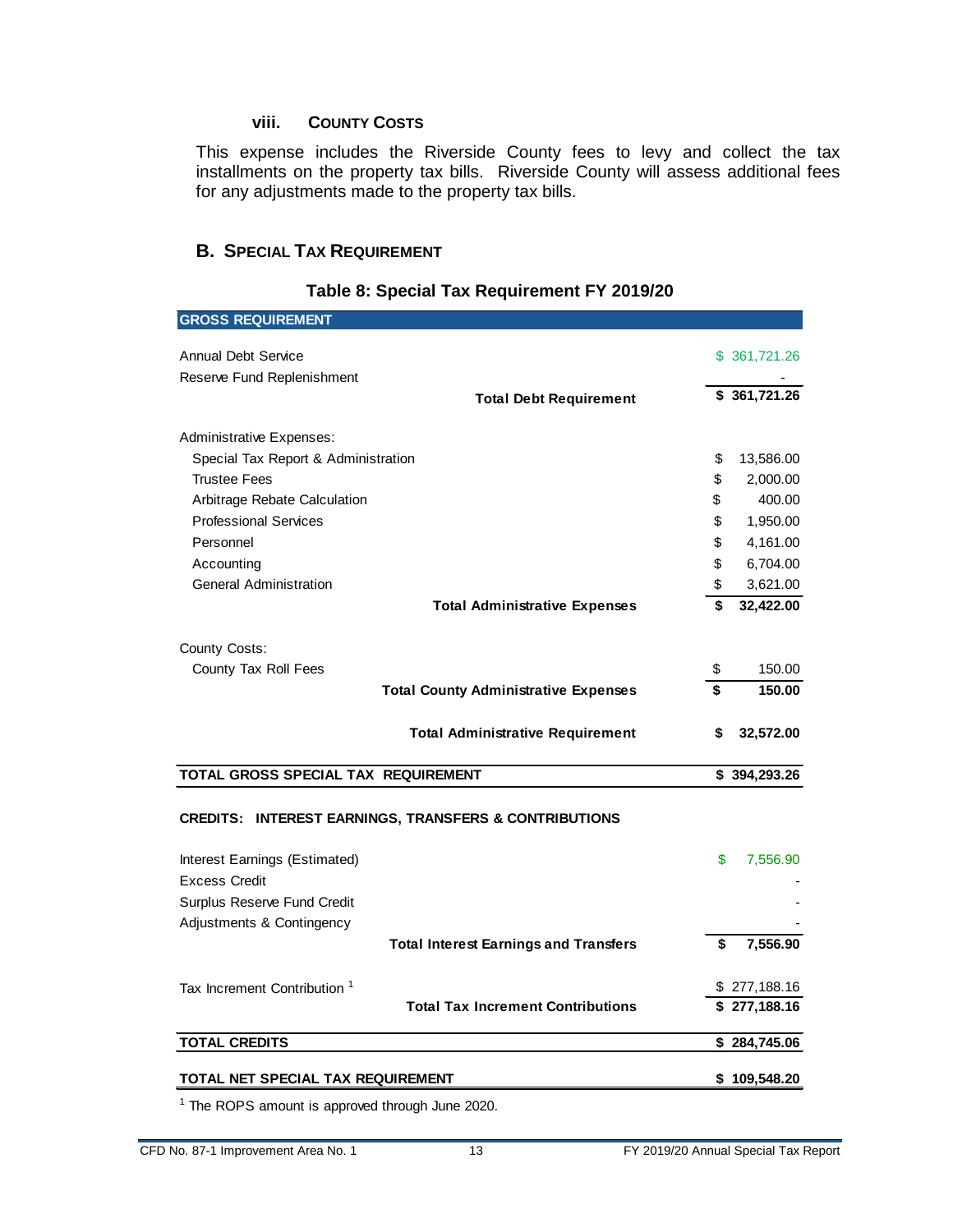#### viii. County Costs

This expense includes the Riverside County fees to levy and collect the tax installments on the property tax bills. Riverside County will assess additional fees for any adjustments made to the property tax bills.

## B. Special Tax Requirement

**Table 8: Special Tax Requirement FY 2019/20**

| GROSS REQUIREMENT | | |
|---|---|---|
| Annual Debt Service | | $ 361,721.26 |
| Reserve Fund Replenishment | | - |
| | **Total Debt Requirement** | **$ 361,721.26** |
| Administrative Expenses: | | |
| Special Tax Report & Administration | | $ 13,586.00 |
| Trustee Fees | | $ 2,000.00 |
| Arbitrage Rebate Calculation | | $ 400.00 |
| Professional Services | | $ 1,950.00 |
| Personnel | | $ 4,161.00 |
| Accounting | | $ 6,704.00 |
| General Administration | | $ 3,621.00 |
| | **Total Administrative Expenses** | **$ 32,422.00** |
| County Costs: | | |
| County Tax Roll Fees | | $ 150.00 |
| | **Total County Administrative Expenses** | **$ 150.00** |
| | **Total Administrative Requirement** | **$ 32,572.00** |
| **TOTAL GROSS SPECIAL TAX REQUIREMENT** | | **$ 394,293.26** |
| **CREDITS: INTEREST EARNINGS, TRANSFERS & CONTRIBUTIONS** | | |
| Interest Earnings (Estimated) | | $ 7,556.90 |
| Excess Credit | | - |
| Surplus Reserve Fund Credit | | - |
| Adjustments & Contingency | | - |
| | **Total Interest Earnings and Transfers** | **$ 7,556.90** |
| Tax Increment Contribution [1] | | $ 277,188.16 |
| | **Total Tax Increment Contributions** | **$ 277,188.16** |
| **TOTAL CREDITS** | | **$ 284,745.06** |
| **TOTAL NET SPECIAL TAX REQUIREMENT** | | **$ 109,548.20** |

[1] The ROPS amount is approved through June 2020.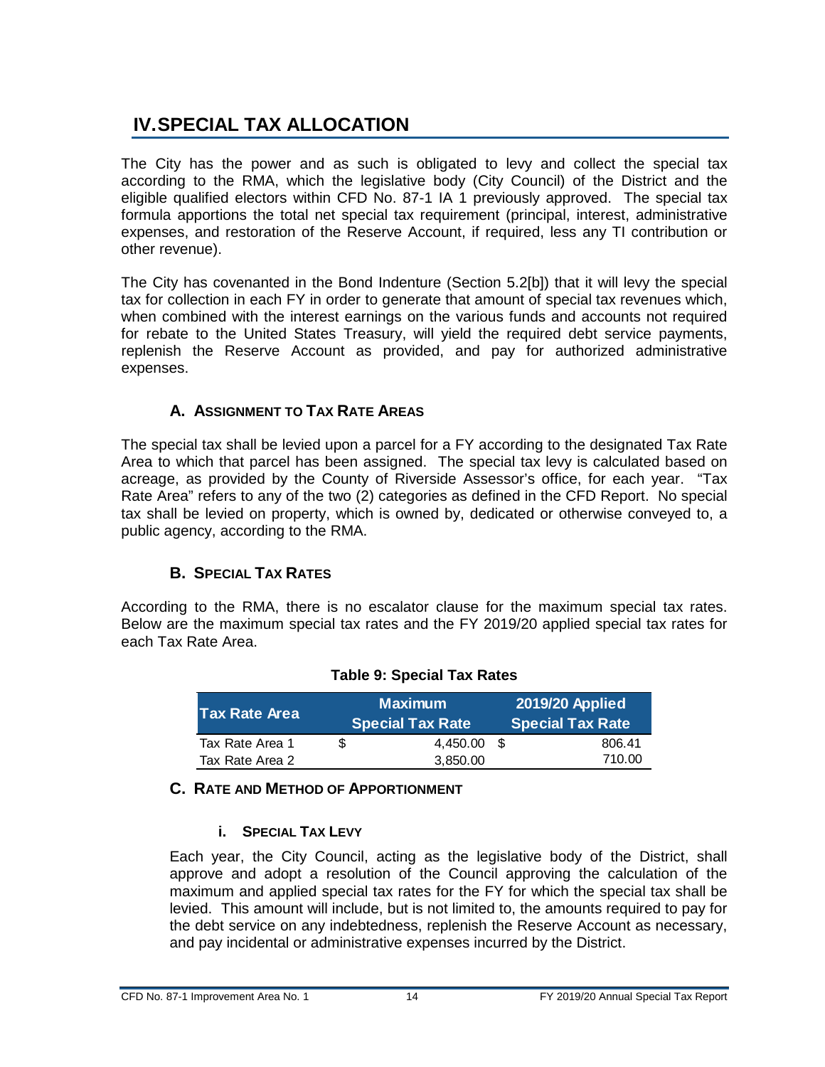# IV. SPECIAL TAX ALLOCATION

The City has the power and as such is obligated to levy and collect the special tax according to the RMA, which the legislative body (City Council) of the District and the eligible qualified electors within CFD No. 87-1 IA 1 previously approved. The special tax formula apportions the total net special tax requirement (principal, interest, administrative expenses, and restoration of the Reserve Account, if required, less any TI contribution or other revenue).

The City has covenanted in the Bond Indenture (Section 5.2[b]) that it will levy the special tax for collection in each FY in order to generate that amount of special tax revenues which, when combined with the interest earnings on the various funds and accounts not required for rebate to the United States Treasury, will yield the required debt service payments, replenish the Reserve Account as provided, and pay for authorized administrative expenses.

## A. ASSIGNMENT TO TAX RATE AREAS

The special tax shall be levied upon a parcel for a FY according to the designated Tax Rate Area to which that parcel has been assigned. The special tax levy is calculated based on acreage, as provided by the County of Riverside Assessor's office, for each year. "Tax Rate Area" refers to any of the two (2) categories as defined in the CFD Report. No special tax shall be levied on property, which is owned by, dedicated or otherwise conveyed to, a public agency, according to the RMA.

## B. SPECIAL TAX RATES

According to the RMA, there is no escalator clause for the maximum special tax rates. Below are the maximum special tax rates and the FY 2019/20 applied special tax rates for each Tax Rate Area.

**Table 9: Special Tax Rates**

| Tax Rate Area | Maximum Special Tax Rate | 2019/20 Applied Special Tax Rate |
|---|---|---|
| Tax Rate Area 1 | $ 4,450.00 | $ 806.41 |
| Tax Rate Area 2 | 3,850.00 | 710.00 |

## C. RATE AND METHOD OF APPORTIONMENT

### i. SPECIAL TAX LEVY

Each year, the City Council, acting as the legislative body of the District, shall approve and adopt a resolution of the Council approving the calculation of the maximum and applied special tax rates for the FY for which the special tax shall be levied. This amount will include, but is not limited to, the amounts required to pay for the debt service on any indebtedness, replenish the Reserve Account as necessary, and pay incidental or administrative expenses incurred by the District.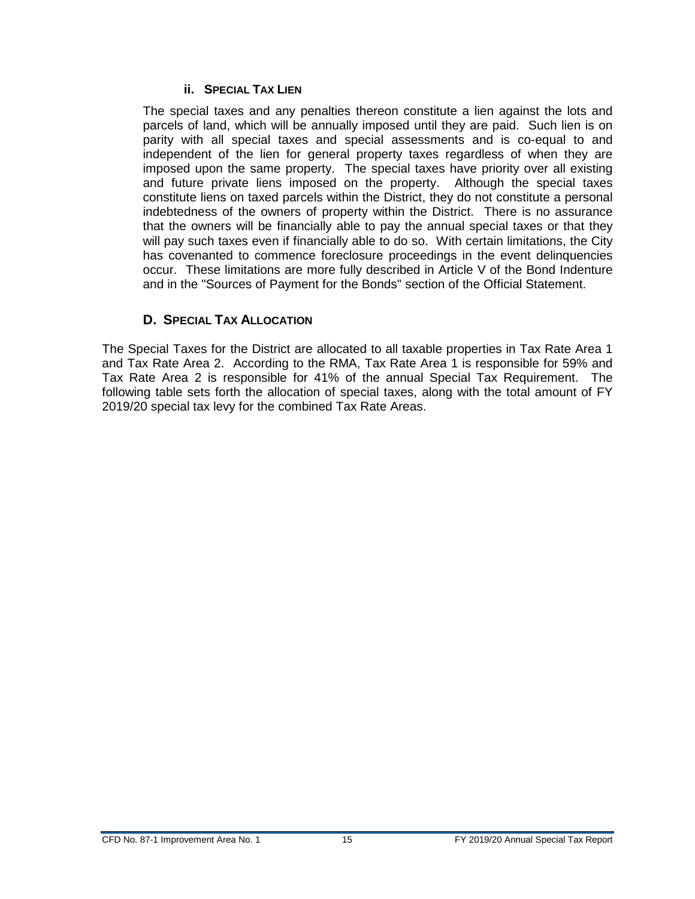### ii. Special Tax Lien

The special taxes and any penalties thereon constitute a lien against the lots and parcels of land, which will be annually imposed until they are paid. Such lien is on parity with all special taxes and special assessments and is co-equal to and independent of the lien for general property taxes regardless of when they are imposed upon the same property. The special taxes have priority over all existing and future private liens imposed on the property. Although the special taxes constitute liens on taxed parcels within the District, they do not constitute a personal indebtedness of the owners of property within the District. There is no assurance that the owners will be financially able to pay the annual special taxes or that they will pay such taxes even if financially able to do so. With certain limitations, the City has covenanted to commence foreclosure proceedings in the event delinquencies occur. These limitations are more fully described in Article V of the Bond Indenture and in the "Sources of Payment for the Bonds" section of the Official Statement.

## D. Special Tax Allocation

The Special Taxes for the District are allocated to all taxable properties in Tax Rate Area 1 and Tax Rate Area 2. According to the RMA, Tax Rate Area 1 is responsible for 59% and Tax Rate Area 2 is responsible for 41% of the annual Special Tax Requirement. The following table sets forth the allocation of special taxes, along with the total amount of FY 2019/20 special tax levy for the combined Tax Rate Areas.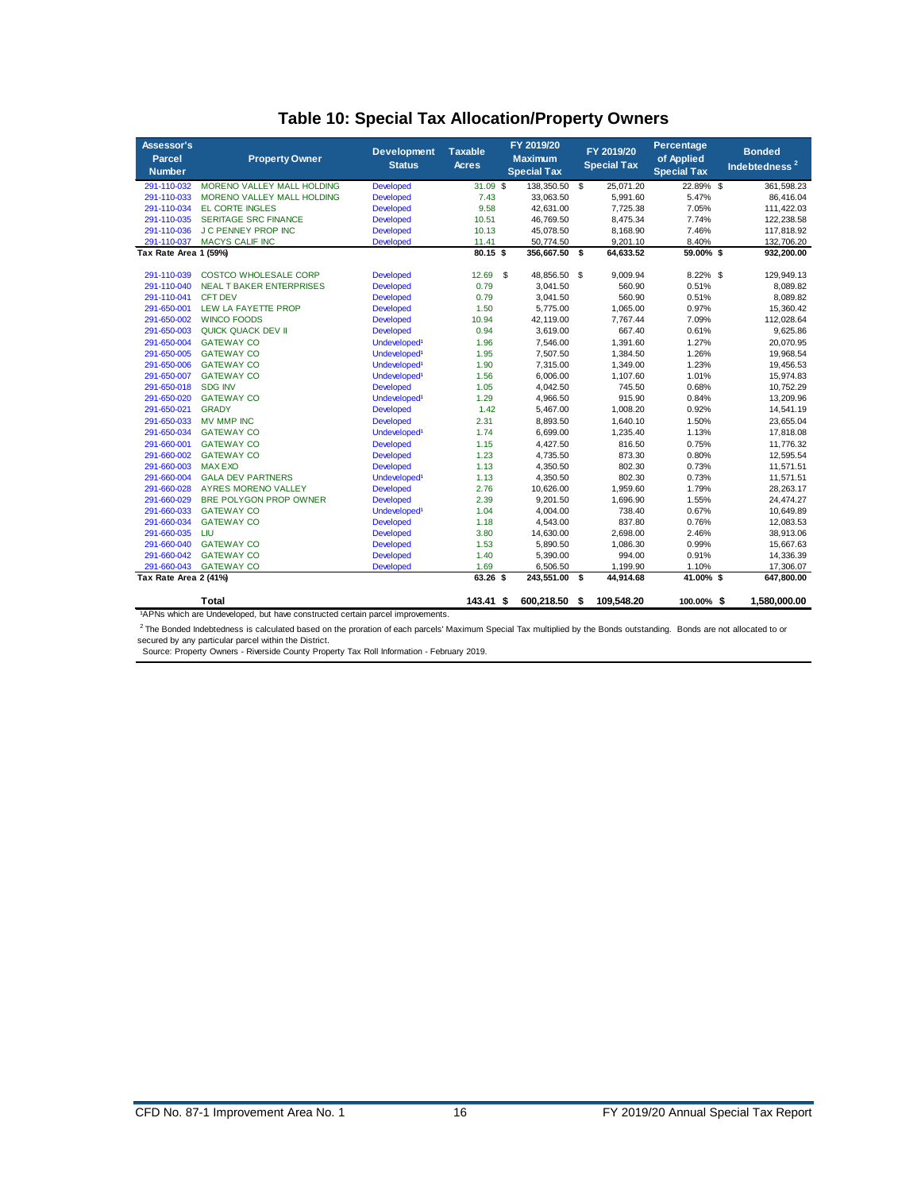# Table 10: Special Tax Allocation/Property Owners

| Assessor's Parcel Number | Property Owner | Development Status | Taxable Acres | FY 2019/20 Maximum Special Tax | FY 2019/20 Special Tax | Percentage of Applied Special Tax | Bonded Indebtedness [2] |
|---|---|---|---|---|---|---|---|
| 291-110-032 | MORENO VALLEY MALL HOLDING | Developed | 31.09 | $ 138,350.50 | $ 25,071.20 | 22.89% | $ 361,598.23 |
| 291-110-033 | MORENO VALLEY MALL HOLDING | Developed | 7.43 | 33,063.50 | 5,991.60 | 5.47% | 86,416.04 |
| 291-110-034 | EL CORTE INGLES | Developed | 9.58 | 42,631.00 | 7,725.38 | 7.05% | 111,422.03 |
| 291-110-035 | SERITAGE SRC FINANCE | Developed | 10.51 | 46,769.50 | 8,475.34 | 7.74% | 122,238.58 |
| 291-110-036 | J C PENNEY PROP INC | Developed | 10.13 | 45,078.50 | 8,168.90 | 7.46% | 117,818.92 |
| 291-110-037 | MACYS CALIF INC | Developed | 11.41 | 50,774.50 | 9,201.10 | 8.40% | 132,706.20 |
| **Tax Rate Area 1 (59%)** | | | **80.15** | **$ 356,667.50** | **$ 64,633.52** | **59.00%** | **$ 932,200.00** |
| 291-110-039 | COSTCO WHOLESALE CORP | Developed | 12.69 | $ 48,856.50 | $ 9,009.94 | 8.22% | $ 129,949.13 |
| 291-110-040 | NEAL T BAKER ENTERPRISES | Developed | 0.79 | 3,041.50 | 560.90 | 0.51% | 8,089.82 |
| 291-110-041 | CFT DEV | Developed | 0.79 | 3,041.50 | 560.90 | 0.51% | 8,089.82 |
| 291-650-001 | LEW LA FAYETTE PROP | Developed | 1.50 | 5,775.00 | 1,065.00 | 0.97% | 15,360.42 |
| 291-650-002 | WINCO FOODS | Developed | 10.94 | 42,119.00 | 7,767.44 | 7.09% | 112,028.64 |
| 291-650-003 | QUICK QUACK DEV II | Developed | 0.94 | 3,619.00 | 667.40 | 0.61% | 9,625.86 |
| 291-650-004 | GATEWAY CO | Undeveloped[1] | 1.96 | 7,546.00 | 1,391.60 | 1.27% | 20,070.95 |
| 291-650-005 | GATEWAY CO | Undeveloped[1] | 1.95 | 7,507.50 | 1,384.50 | 1.26% | 19,968.54 |
| 291-650-006 | GATEWAY CO | Undeveloped[1] | 1.90 | 7,315.00 | 1,349.00 | 1.23% | 19,456.53 |
| 291-650-007 | GATEWAY CO | Undeveloped[1] | 1.56 | 6,006.00 | 1,107.60 | 1.01% | 15,974.83 |
| 291-650-018 | SDG INV | Developed | 1.05 | 4,042.50 | 745.50 | 0.68% | 10,752.29 |
| 291-650-020 | GATEWAY CO | Undeveloped[1] | 1.29 | 4,966.50 | 915.90 | 0.84% | 13,209.96 |
| 291-650-021 | GRADY | Developed | 1.42 | 5,467.00 | 1,008.20 | 0.92% | 14,541.19 |
| 291-650-033 | MV MMP INC | Developed | 2.31 | 8,893.50 | 1,640.10 | 1.50% | 23,655.04 |
| 291-650-034 | GATEWAY CO | Undeveloped[1] | 1.74 | 6,699.00 | 1,235.40 | 1.13% | 17,818.08 |
| 291-660-001 | GATEWAY CO | Developed | 1.15 | 4,427.50 | 816.50 | 0.75% | 11,776.32 |
| 291-660-002 | GATEWAY CO | Developed | 1.23 | 4,735.50 | 873.30 | 0.80% | 12,595.54 |
| 291-660-003 | MAX EXO | Developed | 1.13 | 4,350.50 | 802.30 | 0.73% | 11,571.51 |
| 291-660-004 | GALA DEV PARTNERS | Undeveloped[1] | 1.13 | 4,350.50 | 802.30 | 0.73% | 11,571.51 |
| 291-660-028 | AYRES MORENO VALLEY | Developed | 2.76 | 10,626.00 | 1,959.60 | 1.79% | 28,263.17 |
| 291-660-029 | BRE POLYGON PROP OWNER | Developed | 2.39 | 9,201.50 | 1,696.90 | 1.55% | 24,474.27 |
| 291-660-033 | GATEWAY CO | Undeveloped[1] | 1.04 | 4,004.00 | 738.40 | 0.67% | 10,649.89 |
| 291-660-034 | GATEWAY CO | Developed | 1.18 | 4,543.00 | 837.80 | 0.76% | 12,083.53 |
| 291-660-035 | LIU | Developed | 3.80 | 14,630.00 | 2,698.00 | 2.46% | 38,913.06 |
| 291-660-040 | GATEWAY CO | Developed | 1.53 | 5,890.50 | 1,086.30 | 0.99% | 15,667.63 |
| 291-660-042 | GATEWAY CO | Developed | 1.40 | 5,390.00 | 994.00 | 0.91% | 14,336.39 |
| 291-660-043 | GATEWAY CO | Developed | 1.69 | 6,506.50 | 1,199.90 | 1.10% | 17,306.07 |
| **Tax Rate Area 2 (41%)** | | | **63.26** | **$ 243,551.00** | **$ 44,914.68** | **41.00%** | **$ 647,800.00** |
| **Total** | | | **143.41** | **$ 600,218.50** | **$ 109,548.20** | **100.00%** | **$ 1,580,000.00** |

[1]APNs which are Undeveloped, but have constructed certain parcel improvements.

[2] The Bonded Indebtedness is calculated based on the proration of each parcels' Maximum Special Tax multiplied by the Bonds outstanding. Bonds are not allocated to or secured by any particular parcel within the District.

Source: Property Owners - Riverside County Property Tax Roll Information - February 2019.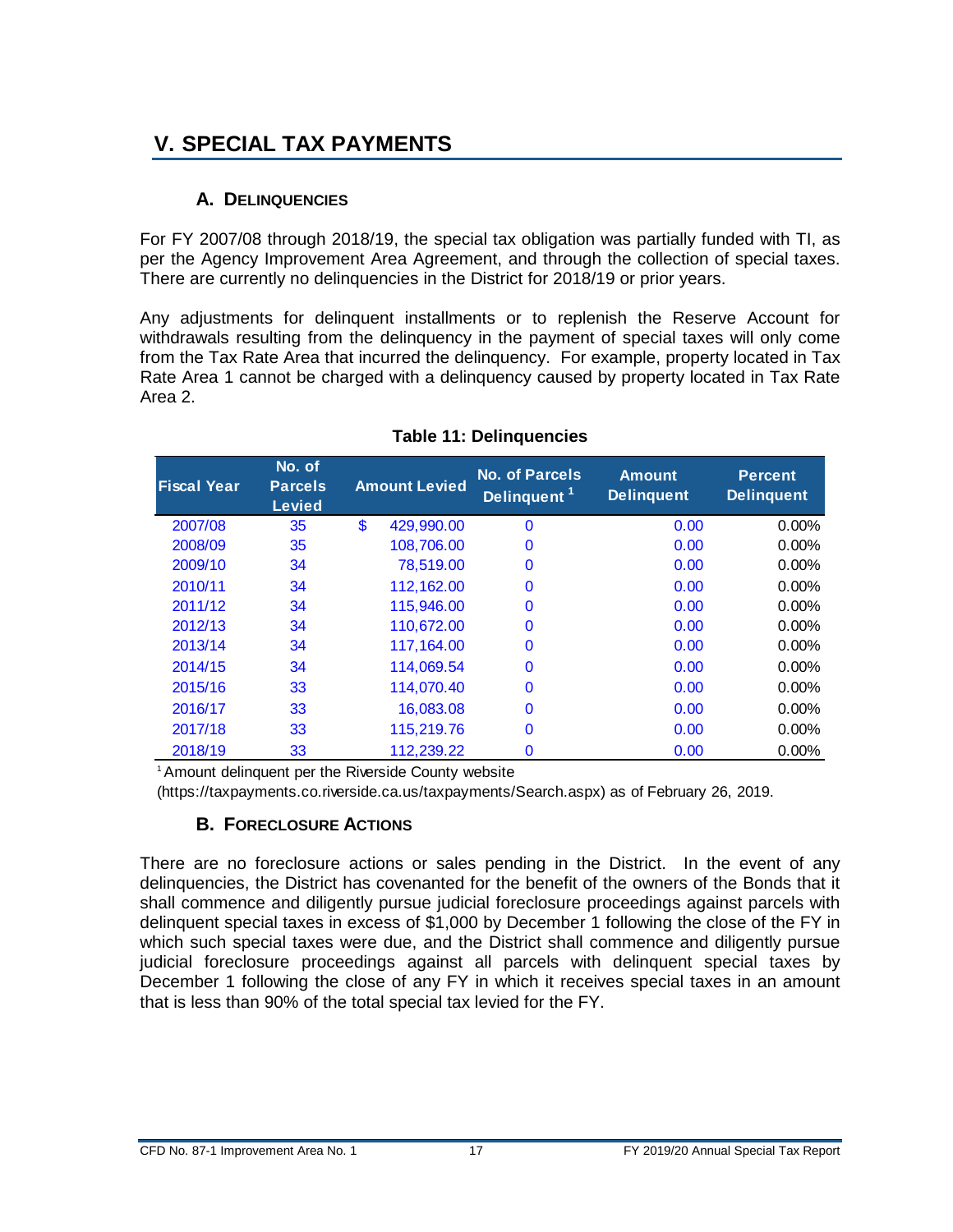# V. SPECIAL TAX PAYMENTS

## A. Delinquencies

For FY 2007/08 through 2018/19, the special tax obligation was partially funded with TI, as per the Agency Improvement Area Agreement, and through the collection of special taxes. There are currently no delinquencies in the District for 2018/19 or prior years.

Any adjustments for delinquent installments or to replenish the Reserve Account for withdrawals resulting from the delinquency in the payment of special taxes will only come from the Tax Rate Area that incurred the delinquency. For example, property located in Tax Rate Area 1 cannot be charged with a delinquency caused by property located in Tax Rate Area 2.

**Table 11: Delinquencies**

| Fiscal Year | No. of Parcels Levied | Amount Levied | No. of Parcels Delinquent [1] | Amount Delinquent | Percent Delinquent |
|---|---|---|---|---|---|
| 2007/08 | 35 | $ 429,990.00 | 0 | 0.00 | 0.00% |
| 2008/09 | 35 | 108,706.00 | 0 | 0.00 | 0.00% |
| 2009/10 | 34 | 78,519.00 | 0 | 0.00 | 0.00% |
| 2010/11 | 34 | 112,162.00 | 0 | 0.00 | 0.00% |
| 2011/12 | 34 | 115,946.00 | 0 | 0.00 | 0.00% |
| 2012/13 | 34 | 110,672.00 | 0 | 0.00 | 0.00% |
| 2013/14 | 34 | 117,164.00 | 0 | 0.00 | 0.00% |
| 2014/15 | 34 | 114,069.54 | 0 | 0.00 | 0.00% |
| 2015/16 | 33 | 114,070.40 | 0 | 0.00 | 0.00% |
| 2016/17 | 33 | 16,083.08 | 0 | 0.00 | 0.00% |
| 2017/18 | 33 | 115,219.76 | 0 | 0.00 | 0.00% |
| 2018/19 | 33 | 112,239.22 | 0 | 0.00 | 0.00% |

[1] Amount delinquent per the Riverside County website (https://taxpayments.co.riverside.ca.us/taxpayments/Search.aspx) as of February 26, 2019.

## B. Foreclosure Actions

There are no foreclosure actions or sales pending in the District. In the event of any delinquencies, the District has covenanted for the benefit of the owners of the Bonds that it shall commence and diligently pursue judicial foreclosure proceedings against parcels with delinquent special taxes in excess of $1,000 by December 1 following the close of the FY in which such special taxes were due, and the District shall commence and diligently pursue judicial foreclosure proceedings against all parcels with delinquent special taxes by December 1 following the close of any FY in which it receives special taxes in an amount that is less than 90% of the total special tax levied for the FY.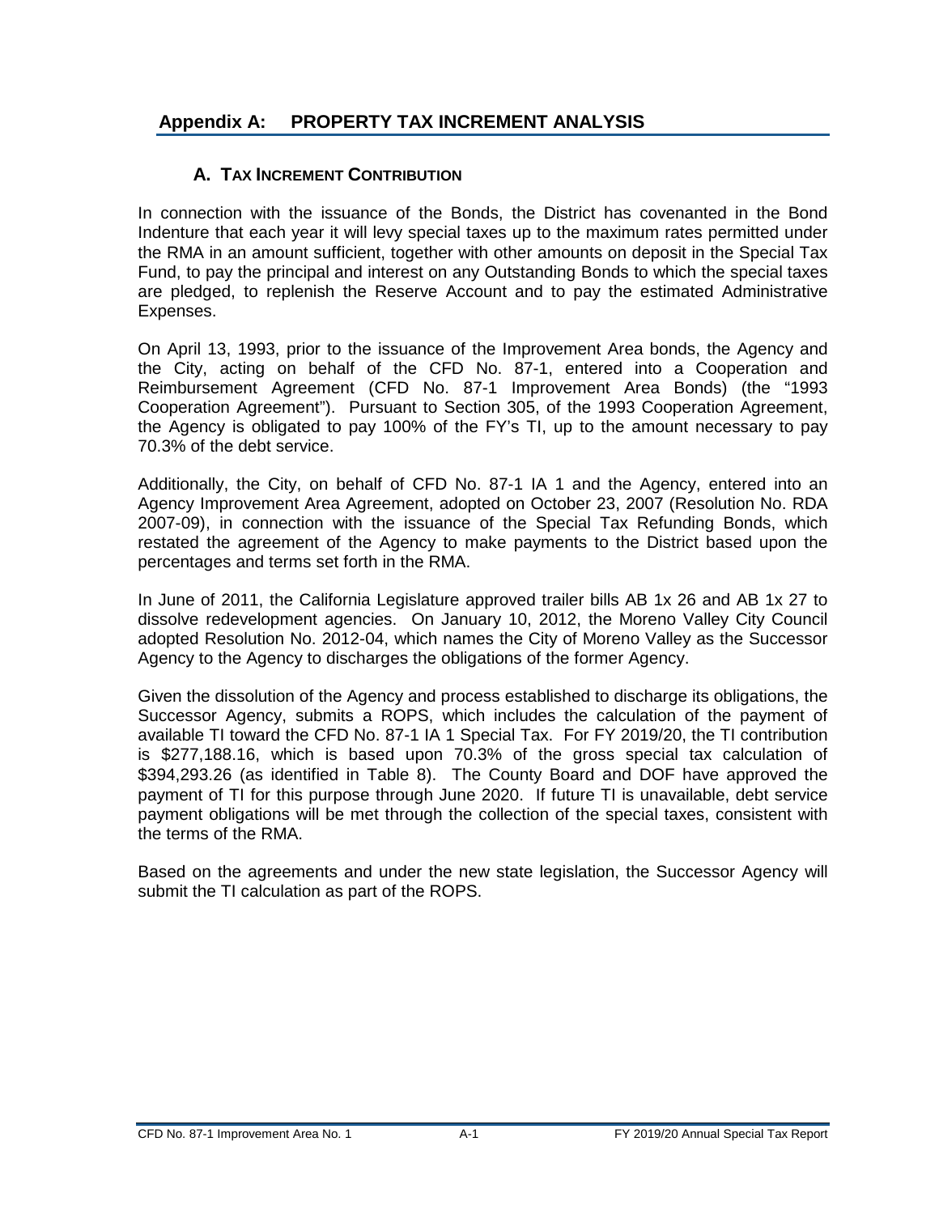# Appendix A: PROPERTY TAX INCREMENT ANALYSIS

## A. TAX INCREMENT CONTRIBUTION

In connection with the issuance of the Bonds, the District has covenanted in the Bond Indenture that each year it will levy special taxes up to the maximum rates permitted under the RMA in an amount sufficient, together with other amounts on deposit in the Special Tax Fund, to pay the principal and interest on any Outstanding Bonds to which the special taxes are pledged, to replenish the Reserve Account and to pay the estimated Administrative Expenses.

On April 13, 1993, prior to the issuance of the Improvement Area bonds, the Agency and the City, acting on behalf of the CFD No. 87-1, entered into a Cooperation and Reimbursement Agreement (CFD No. 87-1 Improvement Area Bonds) (the "1993 Cooperation Agreement"). Pursuant to Section 305, of the 1993 Cooperation Agreement, the Agency is obligated to pay 100% of the FY's TI, up to the amount necessary to pay 70.3% of the debt service.

Additionally, the City, on behalf of CFD No. 87-1 IA 1 and the Agency, entered into an Agency Improvement Area Agreement, adopted on October 23, 2007 (Resolution No. RDA 2007-09), in connection with the issuance of the Special Tax Refunding Bonds, which restated the agreement of the Agency to make payments to the District based upon the percentages and terms set forth in the RMA.

In June of 2011, the California Legislature approved trailer bills AB 1x 26 and AB 1x 27 to dissolve redevelopment agencies. On January 10, 2012, the Moreno Valley City Council adopted Resolution No. 2012-04, which names the City of Moreno Valley as the Successor Agency to the Agency to discharges the obligations of the former Agency.

Given the dissolution of the Agency and process established to discharge its obligations, the Successor Agency, submits a ROPS, which includes the calculation of the payment of available TI toward the CFD No. 87-1 IA 1 Special Tax. For FY 2019/20, the TI contribution is $277,188.16, which is based upon 70.3% of the gross special tax calculation of $394,293.26 (as identified in Table 8). The County Board and DOF have approved the payment of TI for this purpose through June 2020. If future TI is unavailable, debt service payment obligations will be met through the collection of the special taxes, consistent with the terms of the RMA.

Based on the agreements and under the new state legislation, the Successor Agency will submit the TI calculation as part of the ROPS.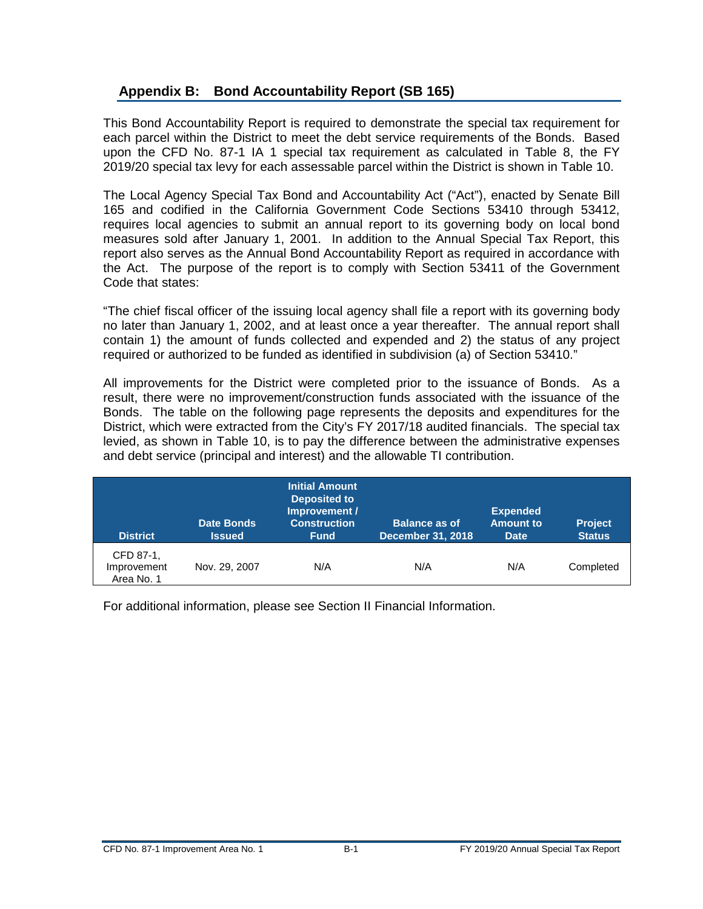## Appendix B: Bond Accountability Report (SB 165)

This Bond Accountability Report is required to demonstrate the special tax requirement for each parcel within the District to meet the debt service requirements of the Bonds. Based upon the CFD No. 87-1 IA 1 special tax requirement as calculated in Table 8, the FY 2019/20 special tax levy for each assessable parcel within the District is shown in Table 10.

The Local Agency Special Tax Bond and Accountability Act ("Act"), enacted by Senate Bill 165 and codified in the California Government Code Sections 53410 through 53412, requires local agencies to submit an annual report to its governing body on local bond measures sold after January 1, 2001. In addition to the Annual Special Tax Report, this report also serves as the Annual Bond Accountability Report as required in accordance with the Act. The purpose of the report is to comply with Section 53411 of the Government Code that states:

"The chief fiscal officer of the issuing local agency shall file a report with its governing body no later than January 1, 2002, and at least once a year thereafter. The annual report shall contain 1) the amount of funds collected and expended and 2) the status of any project required or authorized to be funded as identified in subdivision (a) of Section 53410."

All improvements for the District were completed prior to the issuance of Bonds. As a result, there were no improvement/construction funds associated with the issuance of the Bonds. The table on the following page represents the deposits and expenditures for the District, which were extracted from the City's FY 2017/18 audited financials. The special tax levied, as shown in Table 10, is to pay the difference between the administrative expenses and debt service (principal and interest) and the allowable TI contribution.

| District | Date Bonds Issued | Initial Amount Deposited to Improvement / Construction Fund | Balance as of December 31, 2018 | Expended Amount to Date | Project Status |
|---|---|---|---|---|---|
| CFD 87-1, Improvement Area No. 1 | Nov. 29, 2007 | N/A | N/A | N/A | Completed |

For additional information, please see Section II Financial Information.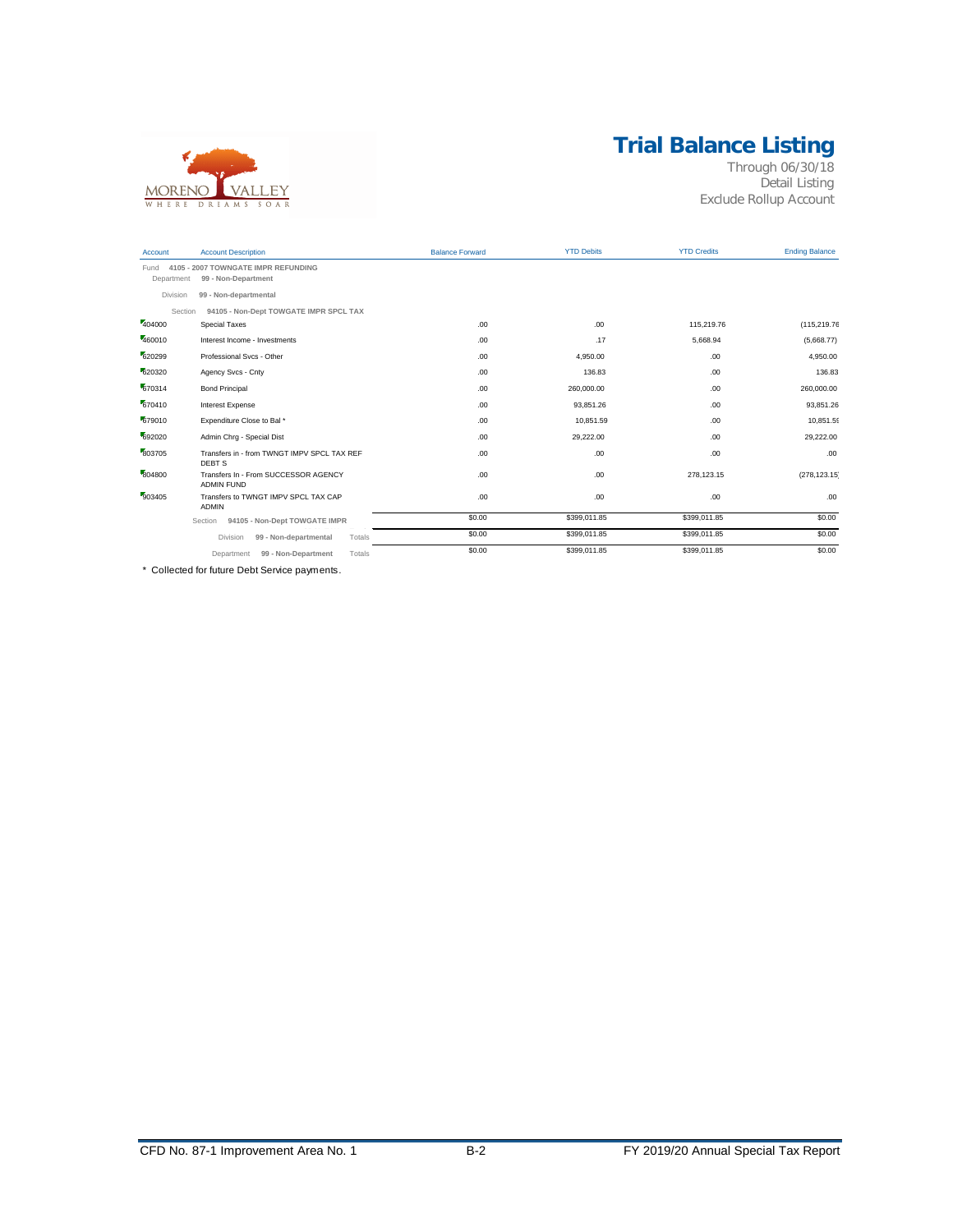# Trial Balance Listing

Through 06/30/18
Detail Listing
Exclude Rollup Account

| Account | Account Description | Balance Forward | YTD Debits | YTD Credits | Ending Balance |
|---|---|---|---|---|---|
| Fund | **4105 - 2007 TOWNGATE IMPR REFUNDING** | | | | |
| Department | **99 - Non-Department** | | | | |
| Division | **99 - Non-departmental** | | | | |
| Section | **94105 - Non-Dept TOWGATE IMPR SPCL TAX** | | | | |
| 404000 | Special Taxes | .00 | .00 | 115,219.76 | (115,219.76 |
| 460010 | Interest Income - Investments | .00 | .17 | 5,668.94 | (5,668.77) |
| 620299 | Professional Svcs - Other | .00 | 4,950.00 | .00 | 4,950.00 |
| 620320 | Agency Svcs - Cnty | .00 | 136.83 | .00 | 136.83 |
| 670314 | Bond Principal | .00 | 260,000.00 | .00 | 260,000.00 |
| 670410 | Interest Expense | .00 | 93,851.26 | .00 | 93,851.26 |
| 679010 | Expenditure Close to Bal * | .00 | 10,851.59 | .00 | 10,851.59 |
| 692020 | Admin Chrg - Special Dist | .00 | 29,222.00 | .00 | 29,222.00 |
| 803705 | Transfers in - from TWNGT IMPV SPCL TAX REF DEBT S | .00 | .00 | .00 | .00 |
| 804800 | Transfers In - From SUCCESSOR AGENCY ADMIN FUND | .00 | .00 | 278,123.15 | (278,123.15) |
| 903405 | Transfers to TWNGT IMPV SPCL TAX CAP ADMIN | .00 | .00 | .00 | .00 |
| | Section **94105 - Non-Dept TOWGATE IMPR** | $0.00 | $399,011.85 | $399,011.85 | $0.00 |
| | Division **99 - Non-departmental** Totals | $0.00 | $399,011.85 | $399,011.85 | $0.00 |
| | Department **99 - Non-Department** Totals | $0.00 | $399,011.85 | $399,011.85 | $0.00 |

\* Collected for future Debt Service payments.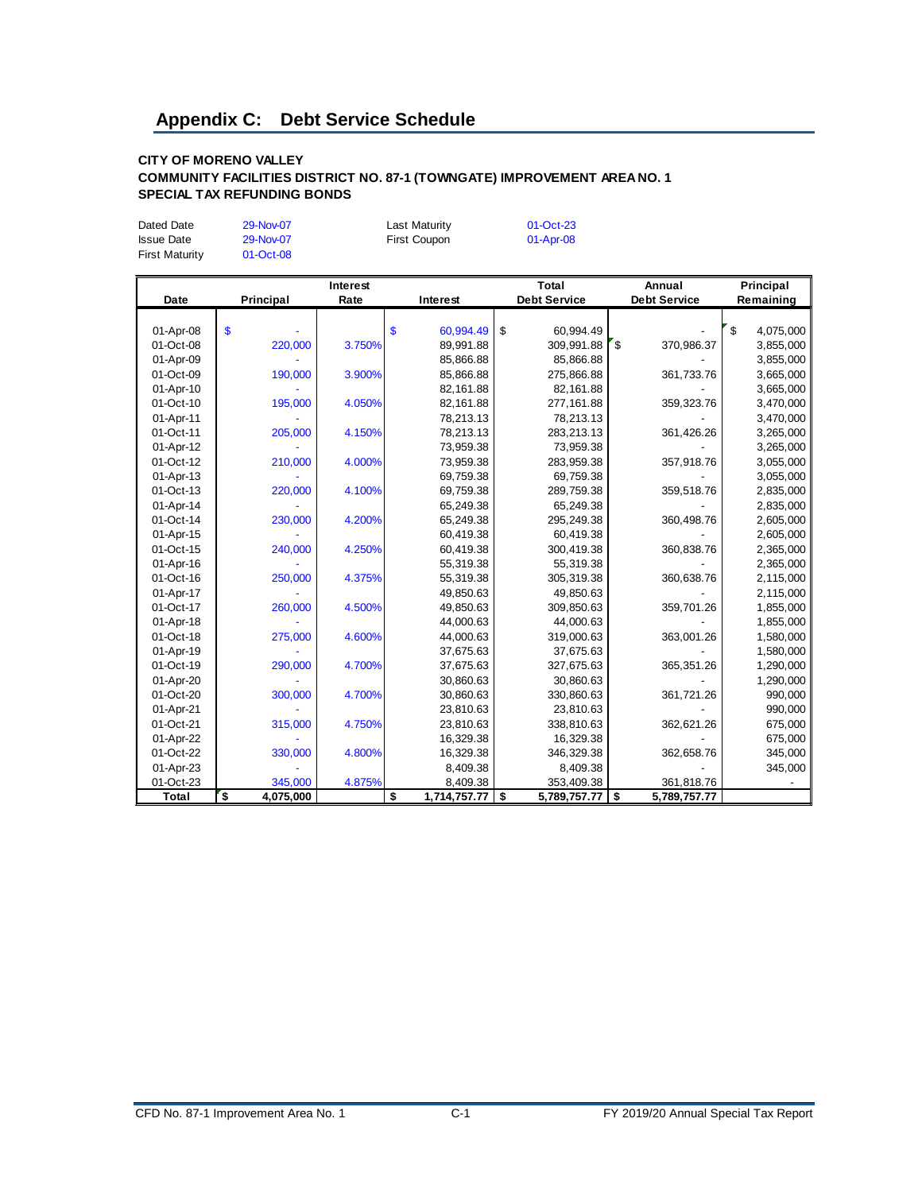# Appendix C: Debt Service Schedule

**CITY OF MORENO VALLEY**
**COMMUNITY FACILITIES DISTRICT NO. 87-1 (TOWNGATE) IMPROVEMENT AREA NO. 1**
**SPECIAL TAX REFUNDING BONDS**

| | | | |
|---|---|---|---|
| Dated Date | 29-Nov-07 | Last Maturity | 01-Oct-23 |
| Issue Date | 29-Nov-07 | First Coupon | 01-Apr-08 |
| First Maturity | 01-Oct-08 | | |

| Date | Principal | Interest Rate | Interest | Total Debt Service | Annual Debt Service | Principal Remaining |
|---|---|---|---|---|---|---|
| 01-Apr-08 | $ - | | $ 60,994.49 | $ 60,994.49 | - | $ 4,075,000 |
| 01-Oct-08 | 220,000 | 3.750% | 89,991.88 | 309,991.88 | $ 370,986.37 | 3,855,000 |
| 01-Apr-09 | - | | 85,866.88 | 85,866.88 | - | 3,855,000 |
| 01-Oct-09 | 190,000 | 3.900% | 85,866.88 | 275,866.88 | 361,733.76 | 3,665,000 |
| 01-Apr-10 | - | | 82,161.88 | 82,161.88 | - | 3,665,000 |
| 01-Oct-10 | 195,000 | 4.050% | 82,161.88 | 277,161.88 | 359,323.76 | 3,470,000 |
| 01-Apr-11 | - | | 78,213.13 | 78,213.13 | - | 3,470,000 |
| 01-Oct-11 | 205,000 | 4.150% | 78,213.13 | 283,213.13 | 361,426.26 | 3,265,000 |
| 01-Apr-12 | - | | 73,959.38 | 73,959.38 | - | 3,265,000 |
| 01-Oct-12 | 210,000 | 4.000% | 73,959.38 | 283,959.38 | 357,918.76 | 3,055,000 |
| 01-Apr-13 | - | | 69,759.38 | 69,759.38 | - | 3,055,000 |
| 01-Oct-13 | 220,000 | 4.100% | 69,759.38 | 289,759.38 | 359,518.76 | 2,835,000 |
| 01-Apr-14 | - | | 65,249.38 | 65,249.38 | - | 2,835,000 |
| 01-Oct-14 | 230,000 | 4.200% | 65,249.38 | 295,249.38 | 360,498.76 | 2,605,000 |
| 01-Apr-15 | - | | 60,419.38 | 60,419.38 | - | 2,605,000 |
| 01-Oct-15 | 240,000 | 4.250% | 60,419.38 | 300,419.38 | 360,838.76 | 2,365,000 |
| 01-Apr-16 | - | | 55,319.38 | 55,319.38 | - | 2,365,000 |
| 01-Oct-16 | 250,000 | 4.375% | 55,319.38 | 305,319.38 | 360,638.76 | 2,115,000 |
| 01-Apr-17 | - | | 49,850.63 | 49,850.63 | - | 2,115,000 |
| 01-Oct-17 | 260,000 | 4.500% | 49,850.63 | 309,850.63 | 359,701.26 | 1,855,000 |
| 01-Apr-18 | - | | 44,000.63 | 44,000.63 | - | 1,855,000 |
| 01-Oct-18 | 275,000 | 4.600% | 44,000.63 | 319,000.63 | 363,001.26 | 1,580,000 |
| 01-Apr-19 | - | | 37,675.63 | 37,675.63 | - | 1,580,000 |
| 01-Oct-19 | 290,000 | 4.700% | 37,675.63 | 327,675.63 | 365,351.26 | 1,290,000 |
| 01-Apr-20 | - | | 30,860.63 | 30,860.63 | - | 1,290,000 |
| 01-Oct-20 | 300,000 | 4.700% | 30,860.63 | 330,860.63 | 361,721.26 | 990,000 |
| 01-Apr-21 | - | | 23,810.63 | 23,810.63 | - | 990,000 |
| 01-Oct-21 | 315,000 | 4.750% | 23,810.63 | 338,810.63 | 362,621.26 | 675,000 |
| 01-Apr-22 | - | | 16,329.38 | 16,329.38 | - | 675,000 |
| 01-Oct-22 | 330,000 | 4.800% | 16,329.38 | 346,329.38 | 362,658.76 | 345,000 |
| 01-Apr-23 | - | | 8,409.38 | 8,409.38 | - | 345,000 |
| 01-Oct-23 | 345,000 | 4.875% | 8,409.38 | 353,409.38 | 361,818.76 | - |
| **Total** | **$ 4,075,000** | | **$ 1,714,757.77** | **$ 5,789,757.77** | **$ 5,789,757.77** | |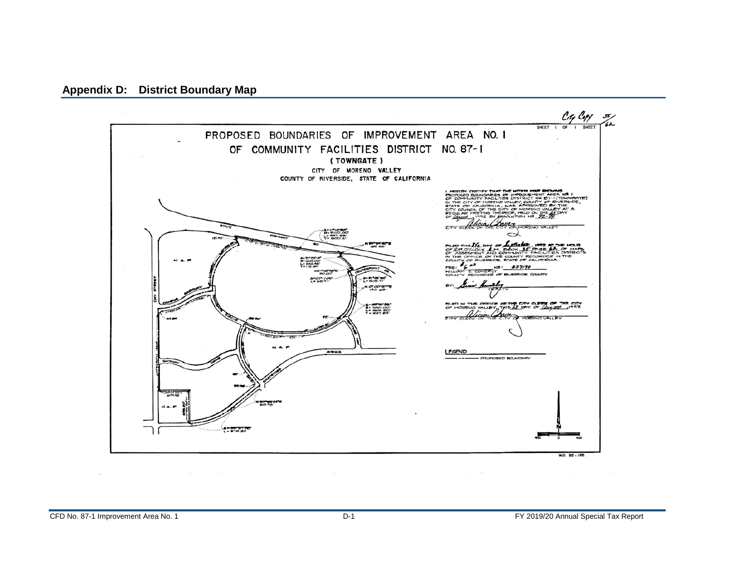## Appendix D: District Boundary Map

City Copy

35/62

SHEET 1 OF 1 SHEET

PROPOSED BOUNDARIES OF IMPROVEMENT AREA NO. I
OF COMMUNITY FACILITIES DISTRICT NO. 87-1
( TOWNGATE )
CITY OF MORENO VALLEY
COUNTY OF RIVERSIDE, STATE OF CALIFORNIA

I HEREBY CERTIFY THAT THE WITHIN MAP SHOWING PROPOSED BOUNDARIES OF IMPROVEMENT AREA NO. I OF COMMUNITY FACILITIES DISTRICT NO 87-1 (TOWNGATE) IN THE CITY OF MORENO VALLEY, COUNTY OF RIVERSIDE, STATE OF CALIFORNIA, WAS APPROVED BY THE CITY COUNCIL OF THE CITY OF MORENO VALLEY AT A REGULAR MEETING THEREOF, HELD ON THE 25 DAY OF August, 1992 BY RESOLUTION NO 92-__

CITY CLERK OF THE CITY OF MORENO VALLEY

FILED THIS 16 DAY OF September, 1992 AT THE HOUR OF 11:00 O'CLOCK A.M. BOOK 35 PAGE 62 OF MAPS OF ASSESSMENT AND COMMUNITY FACILITIES DISTRICTS IN THE OFFICE OF THE COUNTY RECORDER IN THE COUNTY OF RIVERSIDE, STATE OF CALIFORNIA.

FEE: $6 — NO: 337190

WILLIAM E. CONERLY
COUNTY RECORDER OF RIVERSIDE COUNTY

BY: __________ DEPUTY

FILED IN THE OFFICE OF THE CITY CLERK OF THE CITY OF MORENO VALLEY, THIS 27 DAY OF August, 1992

CITY CLERK OF THE CITY OF MORENO VALLEY

LEGEND

- - - - - PROPOSED BOUNDARY

W.O. 92 - 185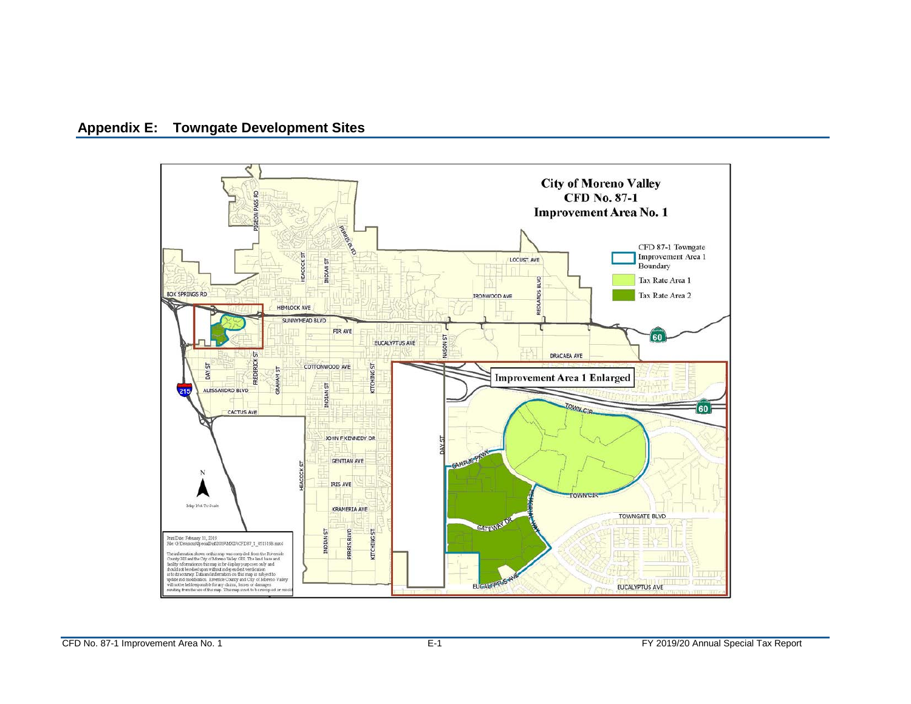## Appendix E: Towngate Development Sites

City of Moreno Valley
CFD No. 87-1
Improvement Area No. 1

CFD 87-1 Towngate Improvement Area 1 Boundary

Tax Rate Area 1

Tax Rate Area 2

Improvement Area 1 Enlarged

PIGEON PASS RD

PERRIS BLVD

HEACOCK ST

INDIAN ST

LOCUST AVE

REDLANDS BLVD

IRONWOOD AVE

BOX SPRINGS RD

HEMLOCK AVE

SUNNYMEAD BLVD

FIR AVE

EUCALYPTUS AVE

NASON ST

DRACAEA AVE

60

DAY ST

FREDERICK ST

GRAHAM ST

COTTONWOOD AVE

KITCHING ST

215

ALESSANDRO BLVD

CACTUS AVE

JOHN F KENNEDY DR

GENTIAN AVE

IRIS AVE

KRAMERIA AVE

TOWN CIR

CAMPUS PKWY

MEMORIAL WAY

GATEWAY DR

TOWNGATE BLVD

N

Map Not To Scale

Print Date: February 11, 2019
File: G:\Divisions\SpecialDist\2019\MXD\CFD87_1_051519B.mxd

The information shown on this map was compiled from the Riverside County GIS and the City of Moreno Valley GIS. The land base and facility information on this map is for display purposes only and should not be relied upon without independent verification as to its accuracy. Data and information on this map is subject to update and modification. Riverside County and City of Moreno Valley will not be held responsible for any claims, losses or damages resulting from the use of this map. This map is not to be resold or resold